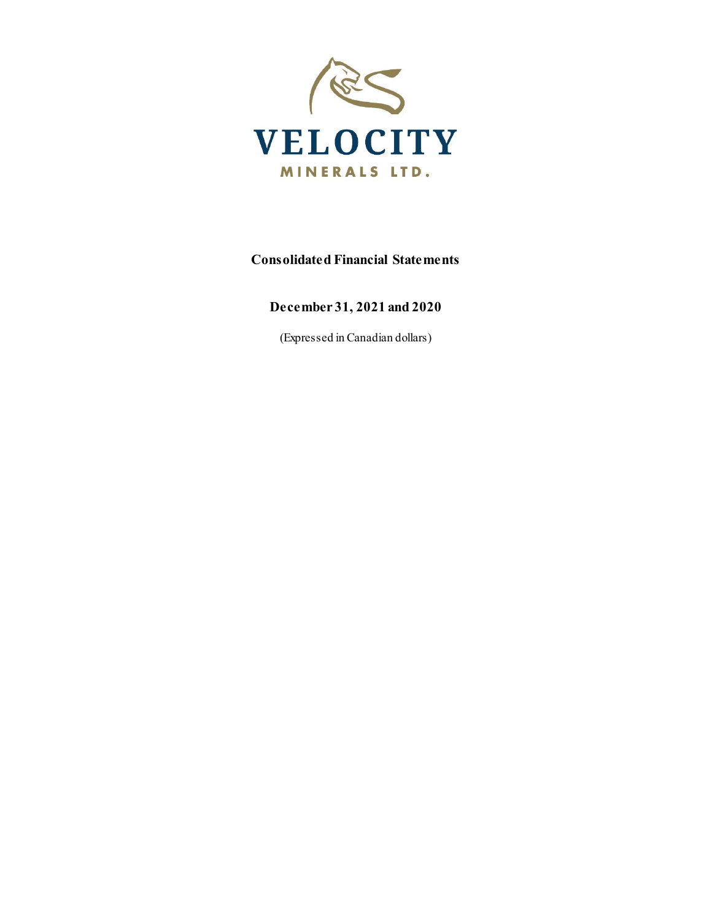VELOCITY

MINERALS LTD.

# Consolidated Financial Statements

## December 31, 2021 and 2020

(Expressed in Canadian dollars)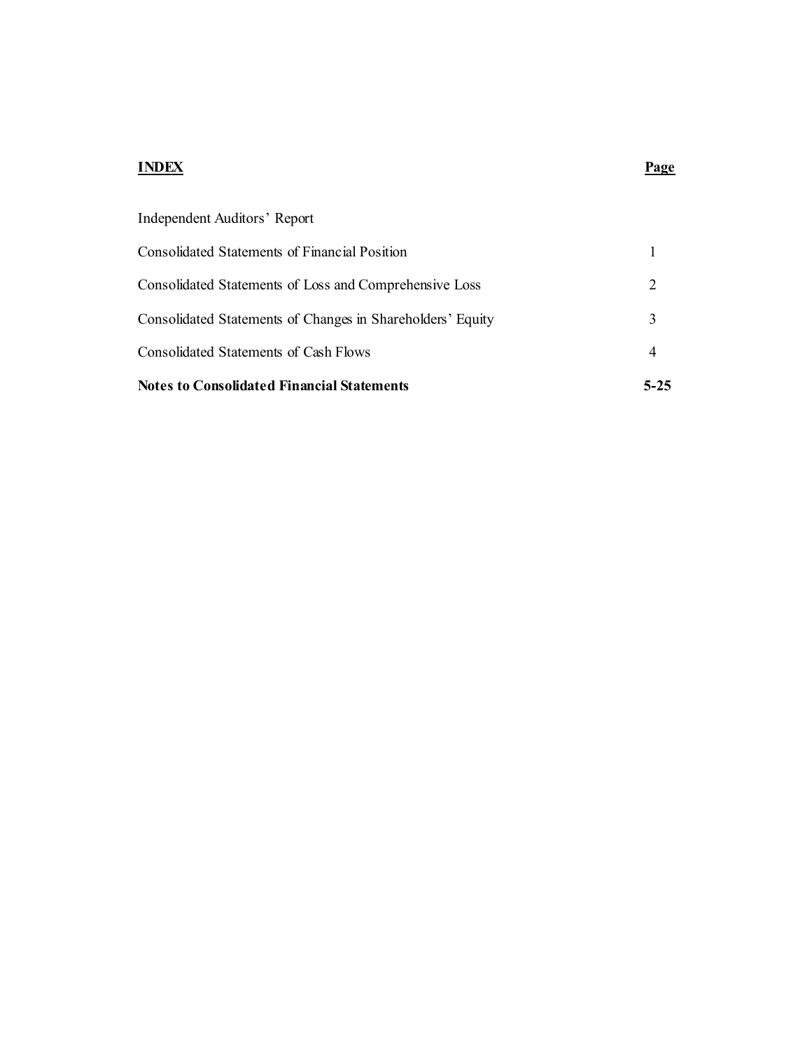| **INDEX** | **Page** |
|---|---|
| Independent Auditors' Report | |
| Consolidated Statements of Financial Position | 1 |
| Consolidated Statements of Loss and Comprehensive Loss | 2 |
| Consolidated Statements of Changes in Shareholders' Equity | 3 |
| Consolidated Statements of Cash Flows | 4 |
| **Notes to Consolidated Financial Statements** | **5-25** |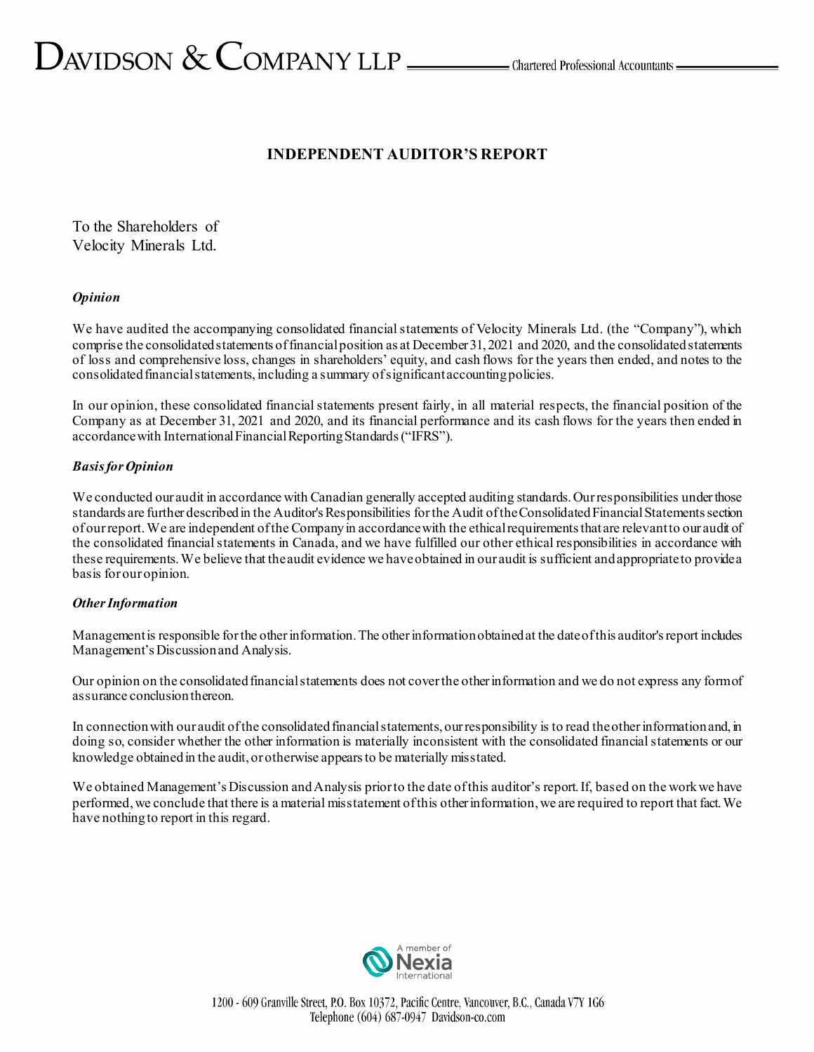# INDEPENDENT AUDITOR'S REPORT

To the Shareholders of
Velocity Minerals Ltd.

### *Opinion*

We have audited the accompanying consolidated financial statements of Velocity Minerals Ltd. (the "Company"), which comprise the consolidated statements of financial position as at December 31, 2021 and 2020, and the consolidated statements of loss and comprehensive loss, changes in shareholders' equity, and cash flows for the years then ended, and notes to the consolidated financial statements, including a summary of significant accounting policies.

In our opinion, these consolidated financial statements present fairly, in all material respects, the financial position of the Company as at December 31, 2021 and 2020, and its financial performance and its cash flows for the years then ended in accordance with International Financial Reporting Standards ("IFRS").

### *Basis for Opinion*

We conducted our audit in accordance with Canadian generally accepted auditing standards. Our responsibilities under those standards are further described in the Auditor's Responsibilities for the Audit of the Consolidated Financial Statements section of our report. We are independent of the Company in accordance with the ethical requirements that are relevant to our audit of the consolidated financial statements in Canada, and we have fulfilled our other ethical responsibilities in accordance with these requirements. We believe that the audit evidence we have obtained in our audit is sufficient and appropriate to provide a basis for our opinion.

### *Other Information*

Management is responsible for the other information. The other information obtained at the date of this auditor's report includes Management's Discussion and Analysis.

Our opinion on the consolidated financial statements does not cover the other information and we do not express any form of assurance conclusion thereon.

In connection with our audit of the consolidated financial statements, our responsibility is to read the other information and, in doing so, consider whether the other information is materially inconsistent with the consolidated financial statements or our knowledge obtained in the audit, or otherwise appears to be materially misstated.

We obtained Management's Discussion and Analysis prior to the date of this auditor's report. If, based on the work we have performed, we conclude that there is a material misstatement of this other information, we are required to report that fact. We have nothing to report in this regard.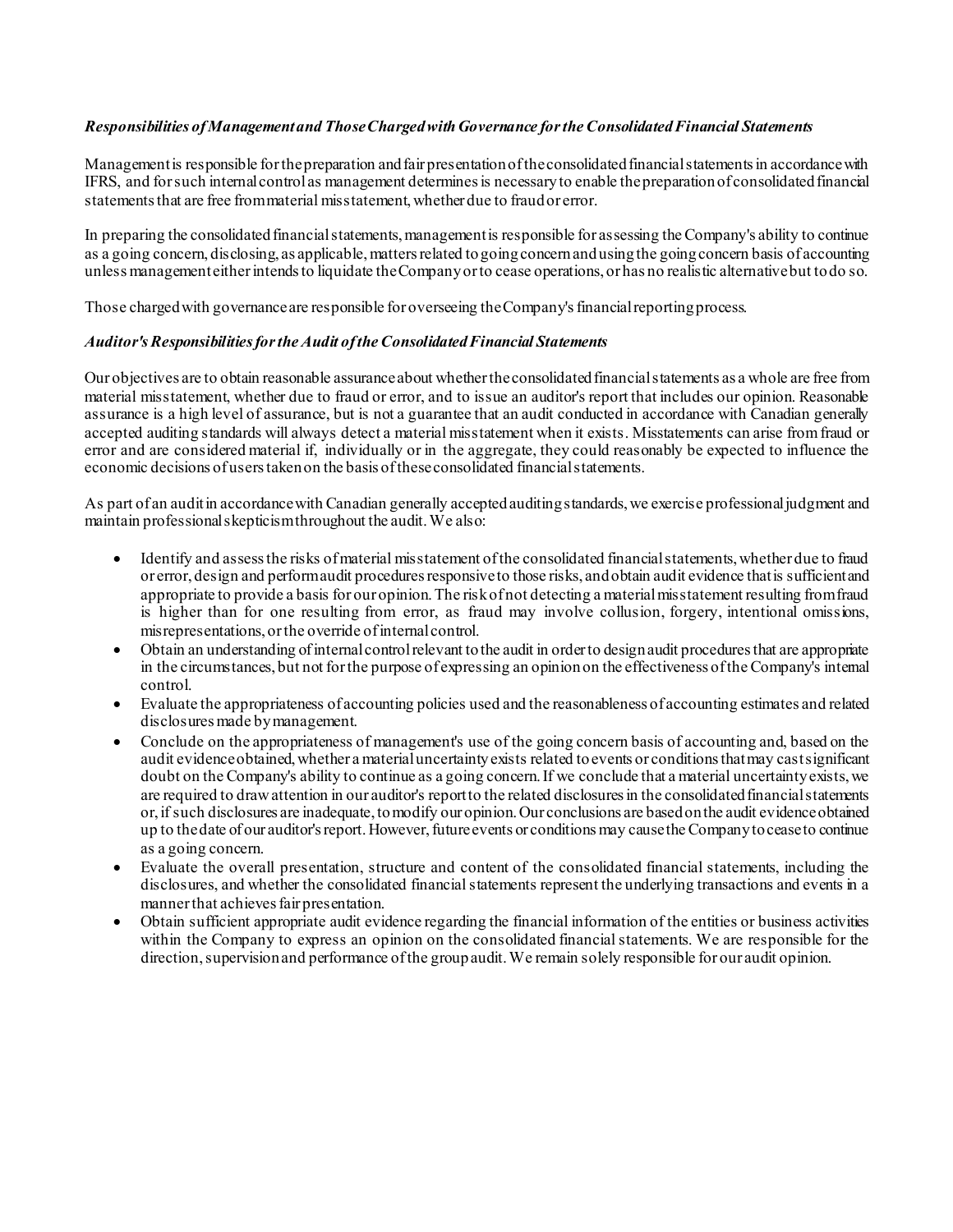### *Responsibilities of Management and Those Charged with Governance for the Consolidated Financial Statements*

Management is responsible for the preparation and fair presentation of the consolidated financial statements in accordance with IFRS, and for such internal control as management determines is necessary to enable the preparation of consolidated financial statements that are free from material misstatement, whether due to fraud or error.

In preparing the consolidated financial statements, management is responsible for assessing the Company's ability to continue as a going concern, disclosing, as applicable, matters related to going concern and using the going concern basis of accounting unless management either intends to liquidate the Company or to cease operations, or has no realistic alternative but to do so.

Those charged with governance are responsible for overseeing the Company's financial reporting process.

### *Auditor's Responsibilities for the Audit of the Consolidated Financial Statements*

Our objectives are to obtain reasonable assurance about whether the consolidated financial statements as a whole are free from material misstatement, whether due to fraud or error, and to issue an auditor's report that includes our opinion. Reasonable assurance is a high level of assurance, but is not a guarantee that an audit conducted in accordance with Canadian generally accepted auditing standards will always detect a material misstatement when it exists. Misstatements can arise from fraud or error and are considered material if, individually or in the aggregate, they could reasonably be expected to influence the economic decisions of users taken on the basis of these consolidated financial statements.

As part of an audit in accordance with Canadian generally accepted auditing standards, we exercise professional judgment and maintain professional skepticism throughout the audit. We also:

- Identify and assess the risks of material misstatement of the consolidated financial statements, whether due to fraud or error, design and perform audit procedures responsive to those risks, and obtain audit evidence that is sufficient and appropriate to provide a basis for our opinion. The risk of not detecting a material misstatement resulting from fraud is higher than for one resulting from error, as fraud may involve collusion, forgery, intentional omissions, misrepresentations, or the override of internal control.
- Obtain an understanding of internal control relevant to the audit in order to design audit procedures that are appropriate in the circumstances, but not for the purpose of expressing an opinion on the effectiveness of the Company's internal control.
- Evaluate the appropriateness of accounting policies used and the reasonableness of accounting estimates and related disclosures made by management.
- Conclude on the appropriateness of management's use of the going concern basis of accounting and, based on the audit evidence obtained, whether a material uncertainty exists related to events or conditions that may cast significant doubt on the Company's ability to continue as a going concern. If we conclude that a material uncertainty exists, we are required to draw attention in our auditor's report to the related disclosures in the consolidated financial statements or, if such disclosures are inadequate, to modify our opinion. Our conclusions are based on the audit evidence obtained up to the date of our auditor's report. However, future events or conditions may cause the Company to cease to continue as a going concern.
- Evaluate the overall presentation, structure and content of the consolidated financial statements, including the disclosures, and whether the consolidated financial statements represent the underlying transactions and events in a manner that achieves fair presentation.
- Obtain sufficient appropriate audit evidence regarding the financial information of the entities or business activities within the Company to express an opinion on the consolidated financial statements. We are responsible for the direction, supervision and performance of the group audit. We remain solely responsible for our audit opinion.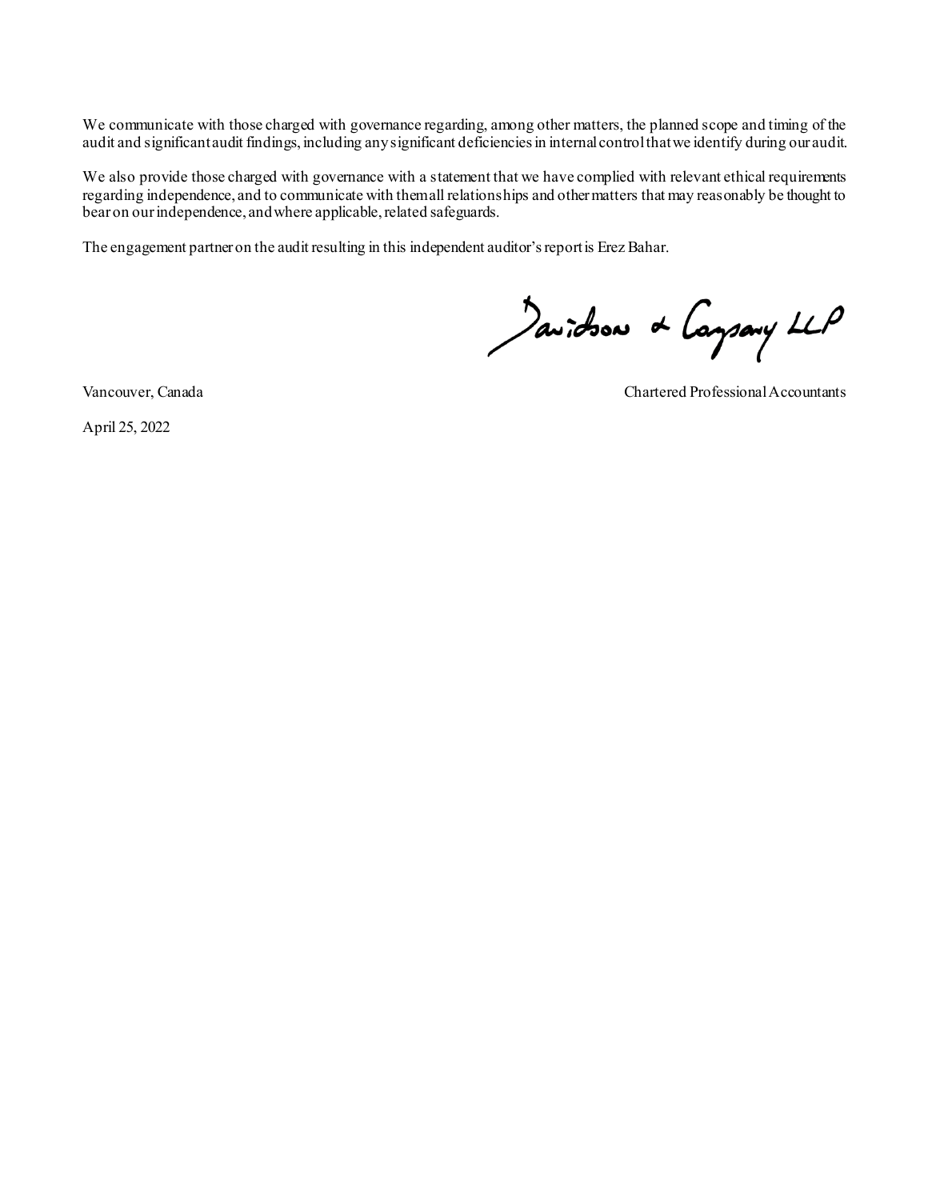We communicate with those charged with governance regarding, among other matters, the planned scope and timing of the audit and significant audit findings, including any significant deficiencies in internal control that we identify during our audit.

We also provide those charged with governance with a statement that we have complied with relevant ethical requirements regarding independence, and to communicate with them all relationships and other matters that may reasonably be thought to bear on our independence, and where applicable, related safeguards.

The engagement partner on the audit resulting in this independent auditor's report is Erez Bahar.

Davidson & Company LLP

Vancouver, Canada

Chartered Professional Accountants

April 25, 2022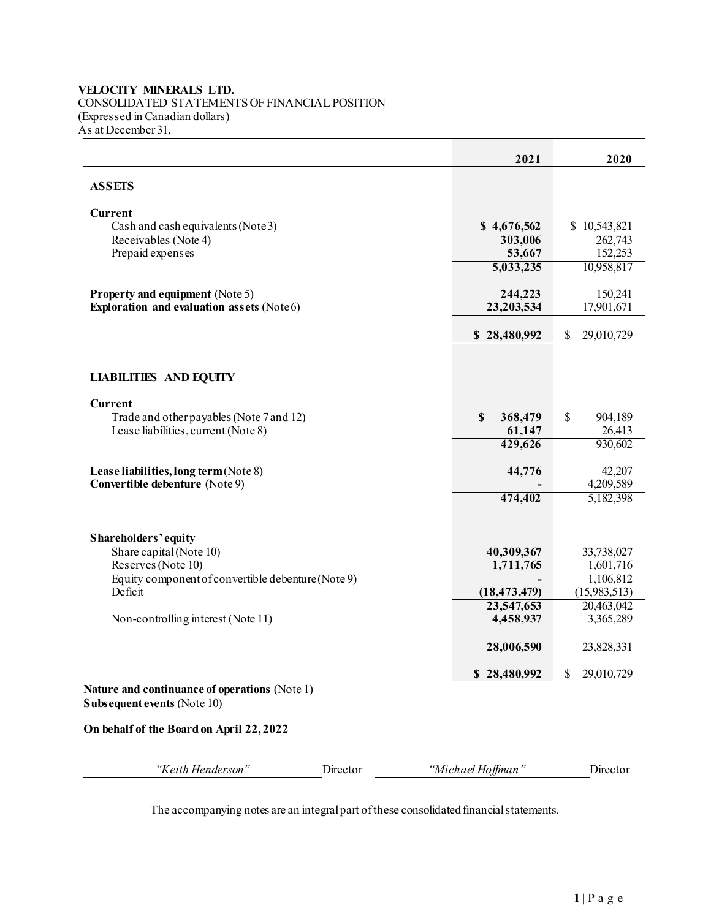**VELOCITY MINERALS LTD.**
CONSOLIDATED STATEMENTS OF FINANCIAL POSITION
(Expressed in Canadian dollars)
As at December 31,

| | 2021 | 2020 |
|---|---|---|
| **ASSETS** | | |
| **Current** | | |
| Cash and cash equivalents (Note 3) | **$ 4,676,562** | $ 10,543,821 |
| Receivables (Note 4) | **303,006** | 262,743 |
| Prepaid expenses | **53,667** | 152,253 |
| | **5,033,235** | 10,958,817 |
| **Property and equipment** (Note 5) | **244,223** | 150,241 |
| **Exploration and evaluation assets** (Note 6) | **23,203,534** | 17,901,671 |
| | **$ 28,480,992** | $ 29,010,729 |
| **LIABILITIES AND EQUITY** | | |
| **Current** | | |
| Trade and other payables (Note 7 and 12) | **$ 368,479** | $ 904,189 |
| Lease liabilities, current (Note 8) | **61,147** | 26,413 |
| | **429,626** | 930,602 |
| **Lease liabilities, long term** (Note 8) | **44,776** | 42,207 |
| **Convertible debenture** (Note 9) | **-** | 4,209,589 |
| | **474,402** | 5,182,398 |
| **Shareholders' equity** | | |
| Share capital (Note 10) | **40,309,367** | 33,738,027 |
| Reserves (Note 10) | **1,711,765** | 1,601,716 |
| Equity component of convertible debenture (Note 9) | **-** | 1,106,812 |
| Deficit | **(18,473,479)** | (15,983,513) |
| | **23,547,653** | 20,463,042 |
| Non-controlling interest (Note 11) | **4,458,937** | 3,365,289 |
| | **28,006,590** | 23,828,331 |
| | **$ 28,480,992** | $ 29,010,729 |

**Nature and continuance of operations** (Note 1)
**Subsequent events** (Note 10)

**On behalf of the Board on April 22, 2022**

*"Keith Henderson"* Director — *"Michael Hoffman"* Director

The accompanying notes are an integral part of these consolidated financial statements.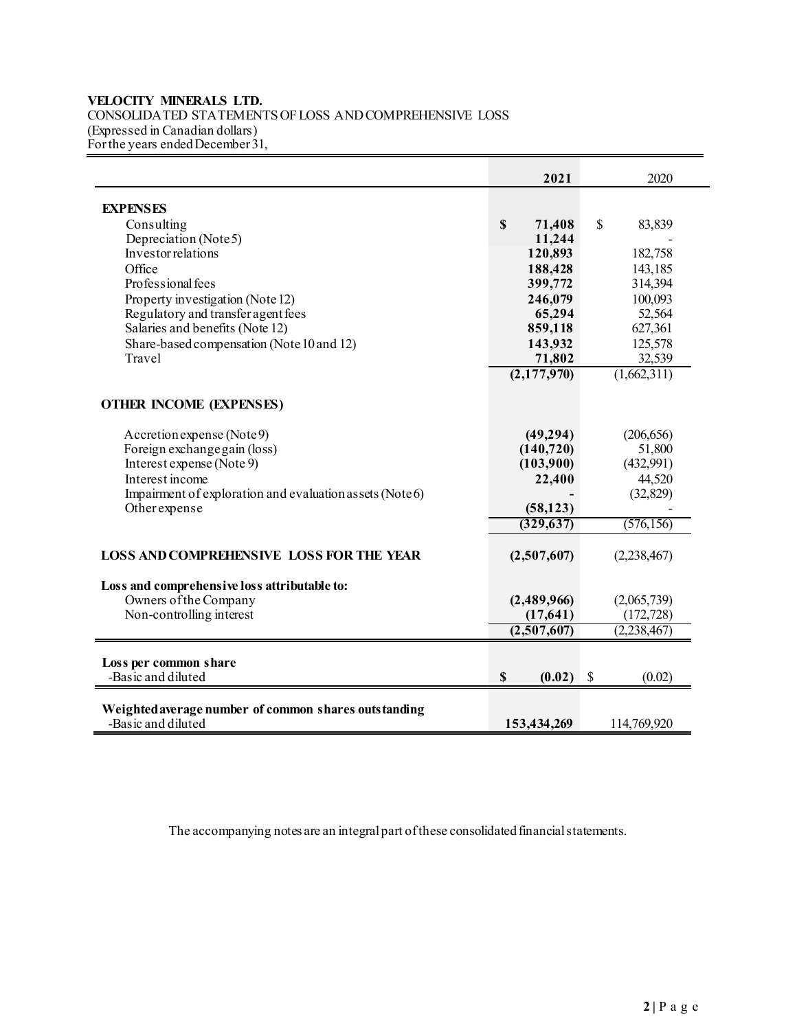**VELOCITY MINERALS LTD.**
CONSOLIDATED STATEMENTS OF LOSS AND COMPREHENSIVE LOSS
(Expressed in Canadian dollars)
For the years ended December 31,

| | **2021** | 2020 |
|---|---|---|
| **EXPENSES** | | |
| Consulting | **$ 71,408** | $ 83,839 |
| Depreciation (Note 5) | **11,244** | - |
| Investor relations | **120,893** | 182,758 |
| Office | **188,428** | 143,185 |
| Professional fees | **399,772** | 314,394 |
| Property investigation (Note 12) | **246,079** | 100,093 |
| Regulatory and transfer agent fees | **65,294** | 52,564 |
| Salaries and benefits (Note 12) | **859,118** | 627,361 |
| Share-based compensation (Note 10 and 12) | **143,932** | 125,578 |
| Travel | **71,802** | 32,539 |
| | **(2,177,970)** | (1,662,311) |
| **OTHER INCOME (EXPENSES)** | | |
| Accretion expense (Note 9) | **(49,294)** | (206,656) |
| Foreign exchange gain (loss) | **(140,720)** | 51,800 |
| Interest expense (Note 9) | **(103,900)** | (432,991) |
| Interest income | **22,400** | 44,520 |
| Impairment of exploration and evaluation assets (Note 6) | **-** | (32,829) |
| Other expense | **(58,123)** | - |
| | **(329,637)** | (576,156) |
| **LOSS AND COMPREHENSIVE LOSS FOR THE YEAR** | **(2,507,607)** | (2,238,467) |
| **Loss and comprehensive loss attributable to:** | | |
| Owners of the Company | **(2,489,966)** | (2,065,739) |
| Non-controlling interest | **(17,641)** | (172,728) |
| | **(2,507,607)** | (2,238,467) |
| **Loss per common share** | | |
| -Basic and diluted | **$ (0.02)** | $ (0.02) |
| **Weighted average number of common shares outstanding** | | |
| -Basic and diluted | **153,434,269** | 114,769,920 |

The accompanying notes are an integral part of these consolidated financial statements.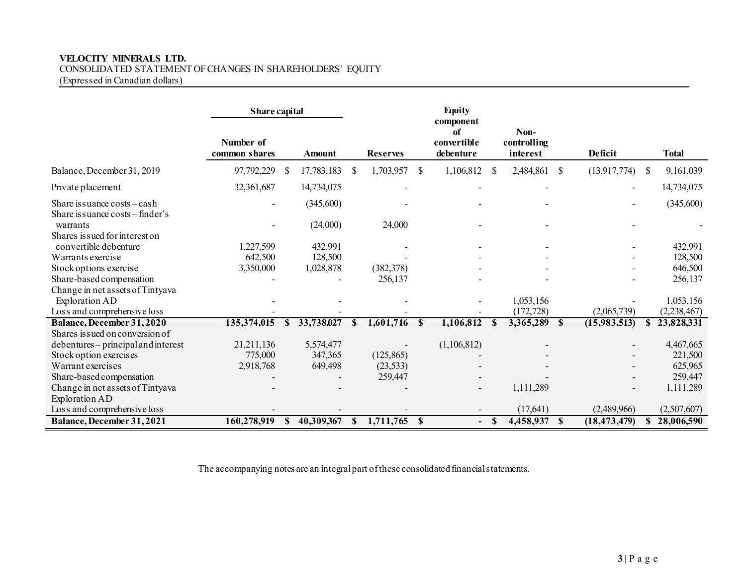**VELOCITY MINERALS LTD.**
CONSOLIDATED STATEMENT OF CHANGES IN SHAREHOLDERS' EQUITY
(Expressed in Canadian dollars)

| | Share capital | | | Equity component of convertible debenture | Non-controlling interest | | |
|---|---|---|---|---|---|---|---|
| | Number of common shares | Amount | Reserves | | | Deficit | Total |
| Balance, December 31, 2019 | 97,792,229 | $ 17,783,183 | $ 1,703,957 | $ 1,106,812 | $ 2,484,861 | $ (13,917,774) | $ 9,161,039 |
| Private placement | 32,361,687 | 14,734,075 | - | - | - | - | 14,734,075 |
| Share issuance costs – cash | - | (345,600) | - | - | - | - | (345,600) |
| Share issuance costs – finder's warrants | - | (24,000) | 24,000 | - | - | - | - |
| Shares issued for interest on convertible debenture | 1,227,599 | 432,991 | - | - | - | - | 432,991 |
| Warrants exercise | 642,500 | 128,500 | - | - | - | - | 128,500 |
| Stock options exercise | 3,350,000 | 1,028,878 | (382,378) | - | - | - | 646,500 |
| Share-based compensation | - | - | 256,137 | - | - | - | 256,137 |
| Change in net assets of Tintyava Exploration AD | - | - | - | - | 1,053,156 | - | 1,053,156 |
| Loss and comprehensive loss | - | - | - | - | (172,728) | (2,065,739) | (2,238,467) |
| **Balance, December 31, 2020** | **135,374,015** | **$ 33,738,027** | **$ 1,601,716** | **$ 1,106,812** | **$ 3,365,289** | **$ (15,983,513)** | **$ 23,828,331** |
| Shares issued on conversion of debentures – principal and interest | 21,211,136 | 5,574,477 | - | (1,106,812) | - | - | 4,467,665 |
| Stock option exercises | 775,000 | 347,365 | (125,865) | - | - | - | 221,500 |
| Warrant exercises | 2,918,768 | 649,498 | (23,533) | - | - | - | 625,965 |
| Share-based compensation | - | - | 259,447 | - | - | - | 259,447 |
| Change in net assets of Tintyava Exploration AD | - | - | - | - | 1,111,289 | - | 1,111,289 |
| Loss and comprehensive loss | - | - | - | - | (17,641) | (2,489,966) | (2,507,607) |
| **Balance, December 31, 2021** | **160,278,919** | **$ 40,309,367** | **$ 1,711,765** | **$ -** | **$ 4,458,937** | **$ (18,473,479)** | **$ 28,006,590** |

The accompanying notes are an integral part of these consolidated financial statements.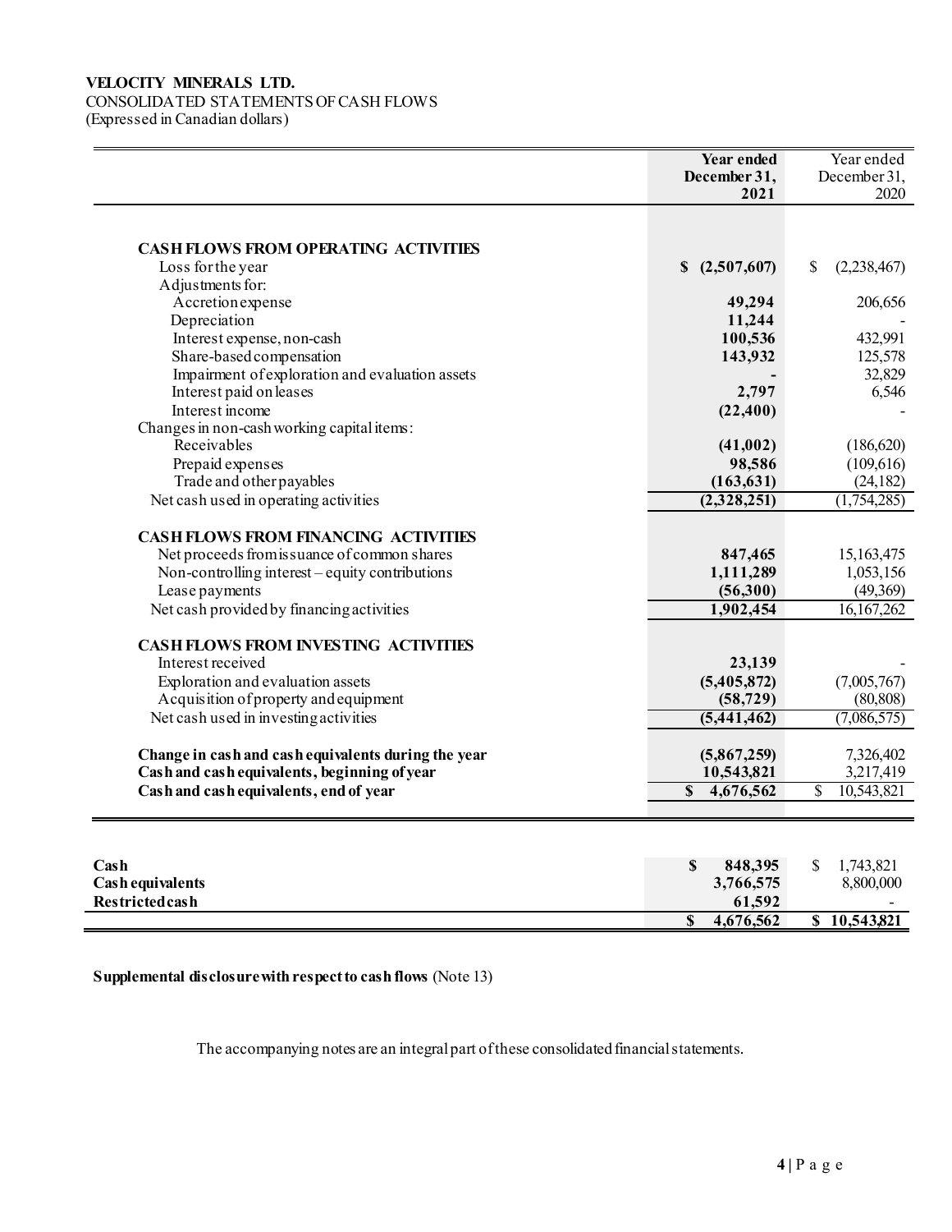**VELOCITY MINERALS LTD.**
CONSOLIDATED STATEMENTS OF CASH FLOWS
(Expressed in Canadian dollars)

| | **Year ended December 31, 2021** | Year ended December 31, 2020 |
|---|---|---|
| **CASH FLOWS FROM OPERATING ACTIVITIES** | | |
| Loss for the year | **$ (2,507,607)** | $ (2,238,467) |
| Adjustments for: | | |
| Accretion expense | **49,294** | 206,656 |
| Depreciation | **11,244** | - |
| Interest expense, non-cash | **100,536** | 432,991 |
| Share-based compensation | **143,932** | 125,578 |
| Impairment of exploration and evaluation assets | **-** | 32,829 |
| Interest paid on leases | **2,797** | 6,546 |
| Interest income | **(22,400)** | - |
| Changes in non-cash working capital items: | | |
| Receivables | **(41,002)** | (186,620) |
| Prepaid expenses | **98,586** | (109,616) |
| Trade and other payables | **(163,631)** | (24,182) |
| Net cash used in operating activities | **(2,328,251)** | (1,754,285) |
| **CASH FLOWS FROM FINANCING ACTIVITIES** | | |
| Net proceeds from issuance of common shares | **847,465** | 15,163,475 |
| Non-controlling interest – equity contributions | **1,111,289** | 1,053,156 |
| Lease payments | **(56,300)** | (49,369) |
| Net cash provided by financing activities | **1,902,454** | 16,167,262 |
| **CASH FLOWS FROM INVESTING ACTIVITIES** | | |
| Interest received | **23,139** | - |
| Exploration and evaluation assets | **(5,405,872)** | (7,005,767) |
| Acquisition of property and equipment | **(58,729)** | (80,808) |
| Net cash used in investing activities | **(5,441,462)** | (7,086,575) |
| **Change in cash and cash equivalents during the year** | **(5,867,259)** | 7,326,402 |
| **Cash and cash equivalents, beginning of year** | **10,543,821** | 3,217,419 |
| **Cash and cash equivalents, end of year** | **$ 4,676,562** | $ 10,543,821 |

| | | |
|---|---|---|
| **Cash** | **$ 848,395** | $ 1,743,821 |
| **Cash equivalents** | **3,766,575** | 8,800,000 |
| **Restricted cash** | **61,592** | - |
| | **$ 4,676,562** | **$ 10,543,821** |

**Supplemental disclosure with respect to cash flows** (Note 13)

The accompanying notes are an integral part of these consolidated financial statements.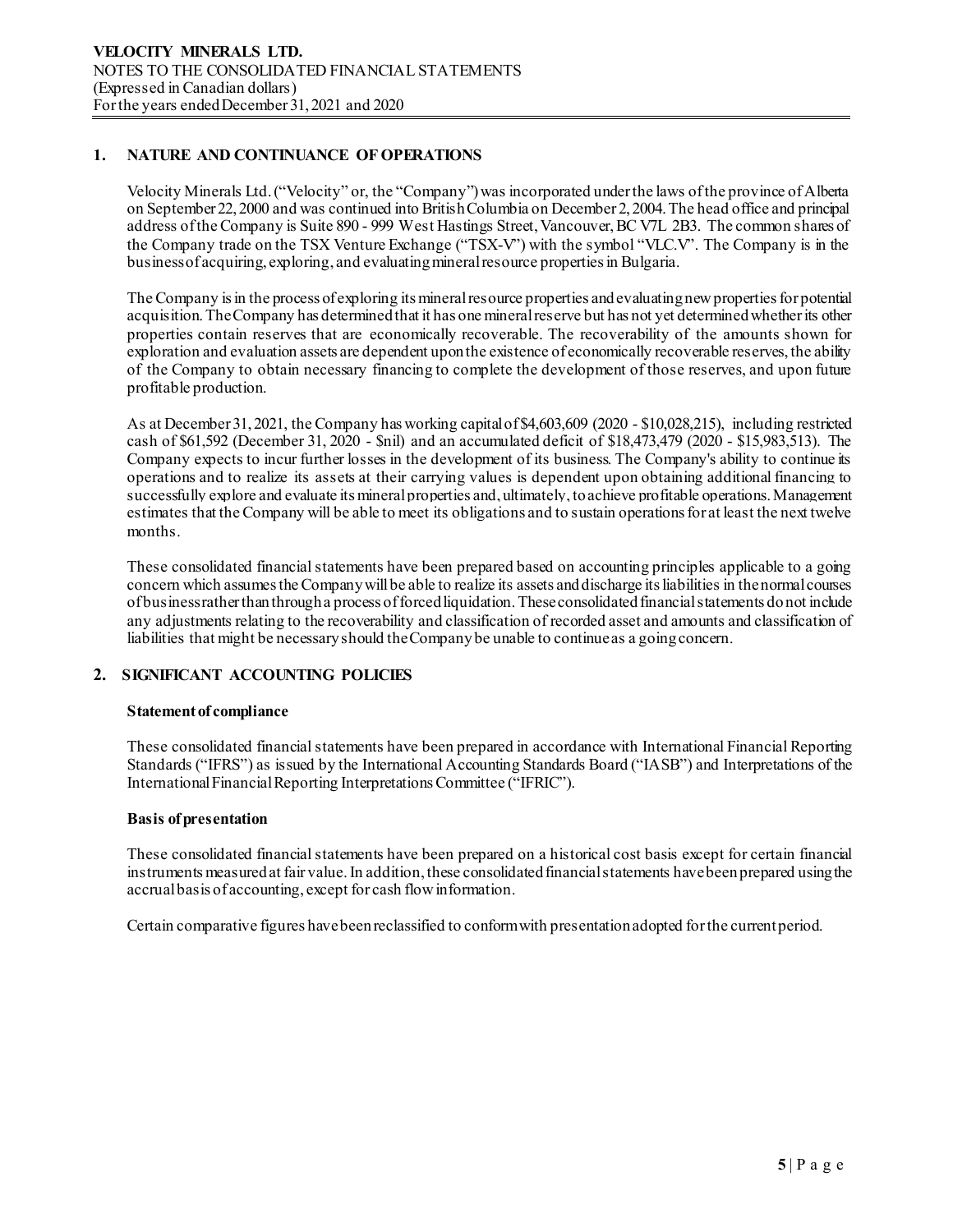# 1. NATURE AND CONTINUANCE OF OPERATIONS

Velocity Minerals Ltd. ("Velocity" or, the "Company") was incorporated under the laws of the province of Alberta on September 22, 2000 and was continued into British Columbia on December 2, 2004. The head office and principal address of the Company is Suite 890 - 999 West Hastings Street, Vancouver, BC V7L 2B3. The common shares of the Company trade on the TSX Venture Exchange ("TSX-V") with the symbol "VLC.V". The Company is in the business of acquiring, exploring, and evaluating mineral resource properties in Bulgaria.

The Company is in the process of exploring its mineral resource properties and evaluating new properties for potential acquisition. The Company has determined that it has one mineral reserve but has not yet determined whether its other properties contain reserves that are economically recoverable. The recoverability of the amounts shown for exploration and evaluation assets are dependent upon the existence of economically recoverable reserves, the ability of the Company to obtain necessary financing to complete the development of those reserves, and upon future profitable production.

As at December 31, 2021, the Company has working capital of $4,603,609 (2020 - $10,028,215), including restricted cash of $61,592 (December 31, 2020 - $nil) and an accumulated deficit of $18,473,479 (2020 - $15,983,513). The Company expects to incur further losses in the development of its business. The Company's ability to continue its operations and to realize its assets at their carrying values is dependent upon obtaining additional financing to successfully explore and evaluate its mineral properties and, ultimately, to achieve profitable operations. Management estimates that the Company will be able to meet its obligations and to sustain operations for at least the next twelve months.

These consolidated financial statements have been prepared based on accounting principles applicable to a going concern which assumes the Company will be able to realize its assets and discharge its liabilities in the normal courses of business rather than through a process of forced liquidation. These consolidated financial statements do not include any adjustments relating to the recoverability and classification of recorded asset and amounts and classification of liabilities that might be necessary should the Company be unable to continue as a going concern.

# 2. SIGNIFICANT ACCOUNTING POLICIES

**Statement of compliance**

These consolidated financial statements have been prepared in accordance with International Financial Reporting Standards ("IFRS") as issued by the International Accounting Standards Board ("IASB") and Interpretations of the International Financial Reporting Interpretations Committee ("IFRIC").

**Basis of presentation**

These consolidated financial statements have been prepared on a historical cost basis except for certain financial instruments measured at fair value. In addition, these consolidated financial statements have been prepared using the accrual basis of accounting, except for cash flow information.

Certain comparative figures have been reclassified to conform with presentation adopted for the current period.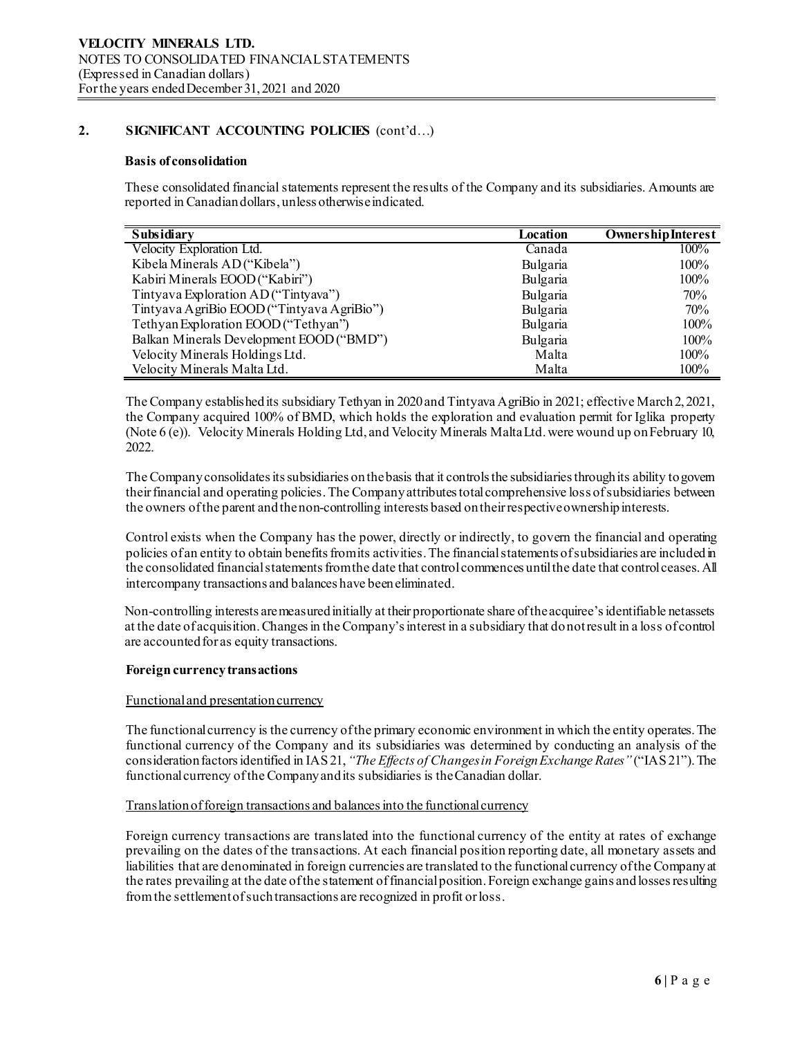## 2. SIGNIFICANT ACCOUNTING POLICIES (cont'd…)

### Basis of consolidation

These consolidated financial statements represent the results of the Company and its subsidiaries. Amounts are reported in Canadian dollars, unless otherwise indicated.

| Subsidiary | Location | Ownership Interest |
|---|---|---|
| Velocity Exploration Ltd. | Canada | 100% |
| Kibela Minerals AD ("Kibela") | Bulgaria | 100% |
| Kabiri Minerals EOOD ("Kabiri") | Bulgaria | 100% |
| Tintyava Exploration AD ("Tintyava") | Bulgaria | 70% |
| Tintyava AgriBio EOOD ("Tintyava AgriBio") | Bulgaria | 70% |
| Tethyan Exploration EOOD ("Tethyan") | Bulgaria | 100% |
| Balkan Minerals Development EOOD ("BMD") | Bulgaria | 100% |
| Velocity Minerals Holdings Ltd. | Malta | 100% |
| Velocity Minerals Malta Ltd. | Malta | 100% |

The Company established its subsidiary Tethyan in 2020 and Tintyava AgriBio in 2021; effective March 2, 2021, the Company acquired 100% of BMD, which holds the exploration and evaluation permit for Iglika property (Note 6 (e)). Velocity Minerals Holding Ltd, and Velocity Minerals Malta Ltd. were wound up on February 10, 2022.

The Company consolidates its subsidiaries on the basis that it controls the subsidiaries through its ability to govern their financial and operating policies. The Company attributes total comprehensive loss of subsidiaries between the owners of the parent and the non-controlling interests based on their respective ownership interests.

Control exists when the Company has the power, directly or indirectly, to govern the financial and operating policies of an entity to obtain benefits from its activities. The financial statements of subsidiaries are included in the consolidated financial statements from the date that control commences until the date that control ceases. All intercompany transactions and balances have been eliminated.

Non-controlling interests are measured initially at their proportionate share of the acquiree's identifiable net assets at the date of acquisition. Changes in the Company's interest in a subsidiary that do not result in a loss of control are accounted for as equity transactions.

### Foreign currency transactions

Functional and presentation currency

The functional currency is the currency of the primary economic environment in which the entity operates. The functional currency of the Company and its subsidiaries was determined by conducting an analysis of the consideration factors identified in IAS 21, *"The Effects of Changes in Foreign Exchange Rates"* ("IAS 21"). The functional currency of the Company and its subsidiaries is the Canadian dollar.

Translation of foreign transactions and balances into the functional currency

Foreign currency transactions are translated into the functional currency of the entity at rates of exchange prevailing on the dates of the transactions. At each financial position reporting date, all monetary assets and liabilities that are denominated in foreign currencies are translated to the functional currency of the Company at the rates prevailing at the date of the statement of financial position. Foreign exchange gains and losses resulting from the settlement of such transactions are recognized in profit or loss.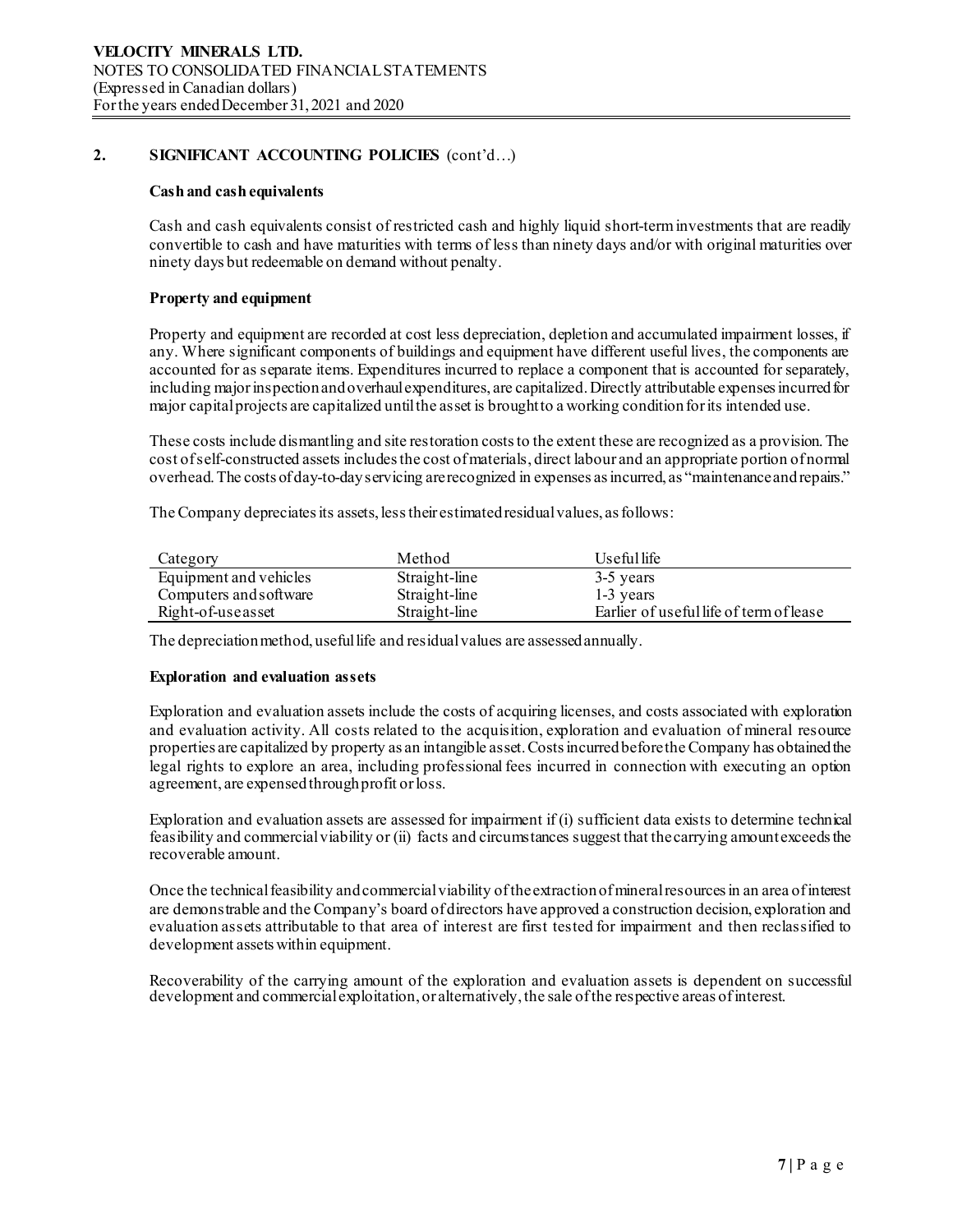## 2. SIGNIFICANT ACCOUNTING POLICIES (cont'd…)

**Cash and cash equivalents**

Cash and cash equivalents consist of restricted cash and highly liquid short-term investments that are readily convertible to cash and have maturities with terms of less than ninety days and/or with original maturities over ninety days but redeemable on demand without penalty.

**Property and equipment**

Property and equipment are recorded at cost less depreciation, depletion and accumulated impairment losses, if any. Where significant components of buildings and equipment have different useful lives, the components are accounted for as separate items. Expenditures incurred to replace a component that is accounted for separately, including major inspection and overhaul expenditures, are capitalized. Directly attributable expenses incurred for major capital projects are capitalized until the asset is brought to a working condition for its intended use.

These costs include dismantling and site restoration costs to the extent these are recognized as a provision. The cost of self-constructed assets includes the cost of materials, direct labour and an appropriate portion of normal overhead. The costs of day-to-day servicing are recognized in expenses as incurred, as "maintenance and repairs."

The Company depreciates its assets, less their estimated residual values, as follows:

| Category | Method | Useful life |
|---|---|---|
| Equipment and vehicles | Straight-line | 3-5 years |
| Computers and software | Straight-line | 1-3 years |
| Right-of-use asset | Straight-line | Earlier of useful life of term of lease |

The depreciation method, useful life and residual values are assessed annually.

**Exploration and evaluation assets**

Exploration and evaluation assets include the costs of acquiring licenses, and costs associated with exploration and evaluation activity. All costs related to the acquisition, exploration and evaluation of mineral resource properties are capitalized by property as an intangible asset. Costs incurred before the Company has obtained the legal rights to explore an area, including professional fees incurred in connection with executing an option agreement, are expensed through profit or loss.

Exploration and evaluation assets are assessed for impairment if (i) sufficient data exists to determine technical feasibility and commercial viability or (ii) facts and circumstances suggest that the carrying amount exceeds the recoverable amount.

Once the technical feasibility and commercial viability of the extraction of mineral resources in an area of interest are demonstrable and the Company's board of directors have approved a construction decision, exploration and evaluation assets attributable to that area of interest are first tested for impairment and then reclassified to development assets within equipment.

Recoverability of the carrying amount of the exploration and evaluation assets is dependent on successful development and commercial exploitation, or alternatively, the sale of the respective areas of interest.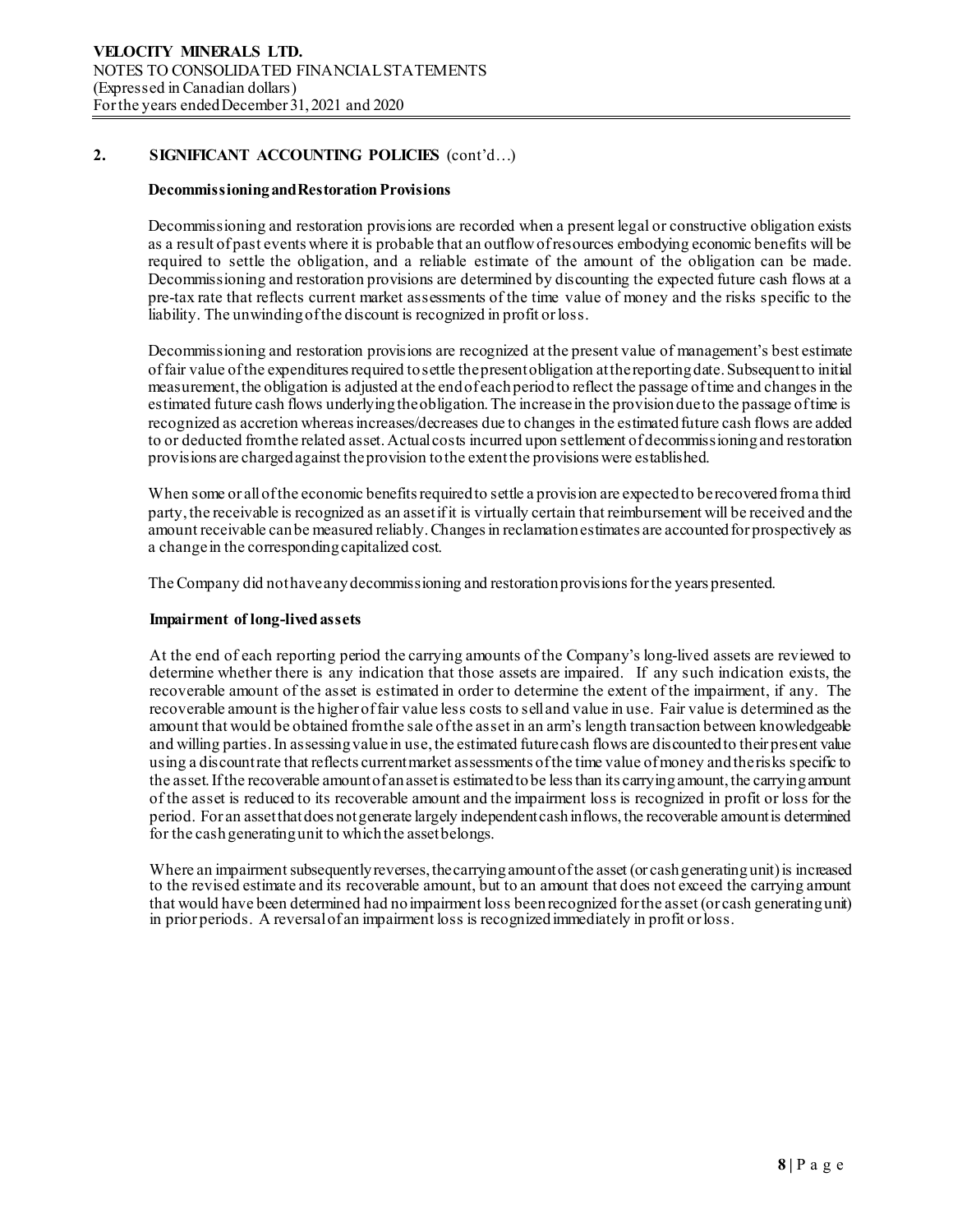## 2. SIGNIFICANT ACCOUNTING POLICIES (cont'd…)

### Decommissioning and Restoration Provisions

Decommissioning and restoration provisions are recorded when a present legal or constructive obligation exists as a result of past events where it is probable that an outflow of resources embodying economic benefits will be required to settle the obligation, and a reliable estimate of the amount of the obligation can be made. Decommissioning and restoration provisions are determined by discounting the expected future cash flows at a pre-tax rate that reflects current market assessments of the time value of money and the risks specific to the liability. The unwinding of the discount is recognized in profit or loss.

Decommissioning and restoration provisions are recognized at the present value of management's best estimate of fair value of the expenditures required to settle the present obligation at the reporting date. Subsequent to initial measurement, the obligation is adjusted at the end of each period to reflect the passage of time and changes in the estimated future cash flows underlying the obligation. The increase in the provision due to the passage of time is recognized as accretion whereas increases/decreases due to changes in the estimated future cash flows are added to or deducted from the related asset. Actual costs incurred upon settlement of decommissioning and restoration provisions are charged against the provision to the extent the provisions were established.

When some or all of the economic benefits required to settle a provision are expected to be recovered from a third party, the receivable is recognized as an asset if it is virtually certain that reimbursement will be received and the amount receivable can be measured reliably. Changes in reclamation estimates are accounted for prospectively as a change in the corresponding capitalized cost.

The Company did not have any decommissioning and restoration provisions for the years presented.

### Impairment of long-lived assets

At the end of each reporting period the carrying amounts of the Company's long-lived assets are reviewed to determine whether there is any indication that those assets are impaired. If any such indication exists, the recoverable amount of the asset is estimated in order to determine the extent of the impairment, if any. The recoverable amount is the higher of fair value less costs to sell and value in use. Fair value is determined as the amount that would be obtained from the sale of the asset in an arm's length transaction between knowledgeable and willing parties. In assessing value in use, the estimated future cash flows are discounted to their present value using a discount rate that reflects current market assessments of the time value of money and the risks specific to the asset. If the recoverable amount of an asset is estimated to be less than its carrying amount, the carrying amount of the asset is reduced to its recoverable amount and the impairment loss is recognized in profit or loss for the period. For an asset that does not generate largely independent cash inflows, the recoverable amount is determined for the cash generating unit to which the asset belongs.

Where an impairment subsequently reverses, the carrying amount of the asset (or cash generating unit) is increased to the revised estimate and its recoverable amount, but to an amount that does not exceed the carrying amount that would have been determined had no impairment loss been recognized for the asset (or cash generating unit) in prior periods. A reversal of an impairment loss is recognized immediately in profit or loss.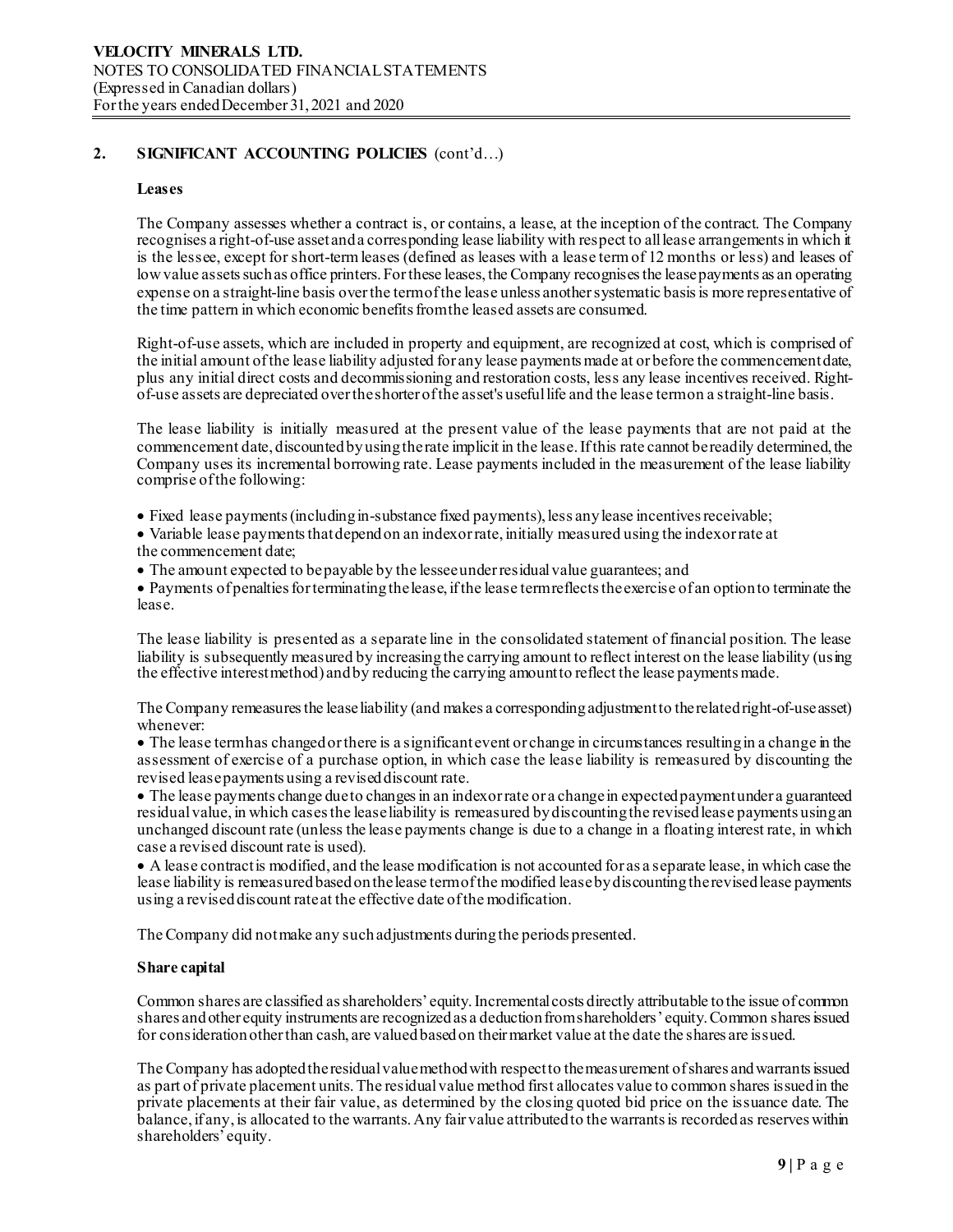## 2. SIGNIFICANT ACCOUNTING POLICIES (cont'd…)

**Leases**

The Company assesses whether a contract is, or contains, a lease, at the inception of the contract. The Company recognises a right-of-use asset and a corresponding lease liability with respect to all lease arrangements in which it is the lessee, except for short-term leases (defined as leases with a lease term of 12 months or less) and leases of low value assets such as office printers. For these leases, the Company recognises the lease payments as an operating expense on a straight-line basis over the term of the lease unless another systematic basis is more representative of the time pattern in which economic benefits from the leased assets are consumed.

Right-of-use assets, which are included in property and equipment, are recognized at cost, which is comprised of the initial amount of the lease liability adjusted for any lease payments made at or before the commencement date, plus any initial direct costs and decommissioning and restoration costs, less any lease incentives received. Right-of-use assets are depreciated over the shorter of the asset's useful life and the lease term on a straight-line basis.

The lease liability is initially measured at the present value of the lease payments that are not paid at the commencement date, discounted by using the rate implicit in the lease. If this rate cannot be readily determined, the Company uses its incremental borrowing rate. Lease payments included in the measurement of the lease liability comprise of the following:

- Fixed lease payments (including in-substance fixed payments), less any lease incentives receivable;
- Variable lease payments that depend on an index or rate, initially measured using the index or rate at the commencement date;
- The amount expected to be payable by the lessee under residual value guarantees; and
- Payments of penalties for terminating the lease, if the lease term reflects the exercise of an option to terminate the lease.

The lease liability is presented as a separate line in the consolidated statement of financial position. The lease liability is subsequently measured by increasing the carrying amount to reflect interest on the lease liability (using the effective interest method) and by reducing the carrying amount to reflect the lease payments made.

The Company remeasures the lease liability (and makes a corresponding adjustment to the related right-of-use asset) whenever:

- The lease term has changed or there is a significant event or change in circumstances resulting in a change in the assessment of exercise of a purchase option, in which case the lease liability is remeasured by discounting the revised lease payments using a revised discount rate.
- The lease payments change due to changes in an index or rate or a change in expected payment under a guaranteed residual value, in which cases the lease liability is remeasured by discounting the revised lease payments using an unchanged discount rate (unless the lease payments change is due to a change in a floating interest rate, in which case a revised discount rate is used).
- A lease contract is modified, and the lease modification is not accounted for as a separate lease, in which case the lease liability is remeasured based on the lease term of the modified lease by discounting the revised lease payments using a revised discount rate at the effective date of the modification.

The Company did not make any such adjustments during the periods presented.

**Share capital**

Common shares are classified as shareholders' equity. Incremental costs directly attributable to the issue of common shares and other equity instruments are recognized as a deduction from shareholders' equity. Common shares issued for consideration other than cash, are valued based on their market value at the date the shares are issued.

The Company has adopted the residual value method with respect to the measurement of shares and warrants issued as part of private placement units. The residual value method first allocates value to common shares issued in the private placements at their fair value, as determined by the closing quoted bid price on the issuance date. The balance, if any, is allocated to the warrants. Any fair value attributed to the warrants is recorded as reserves within shareholders' equity.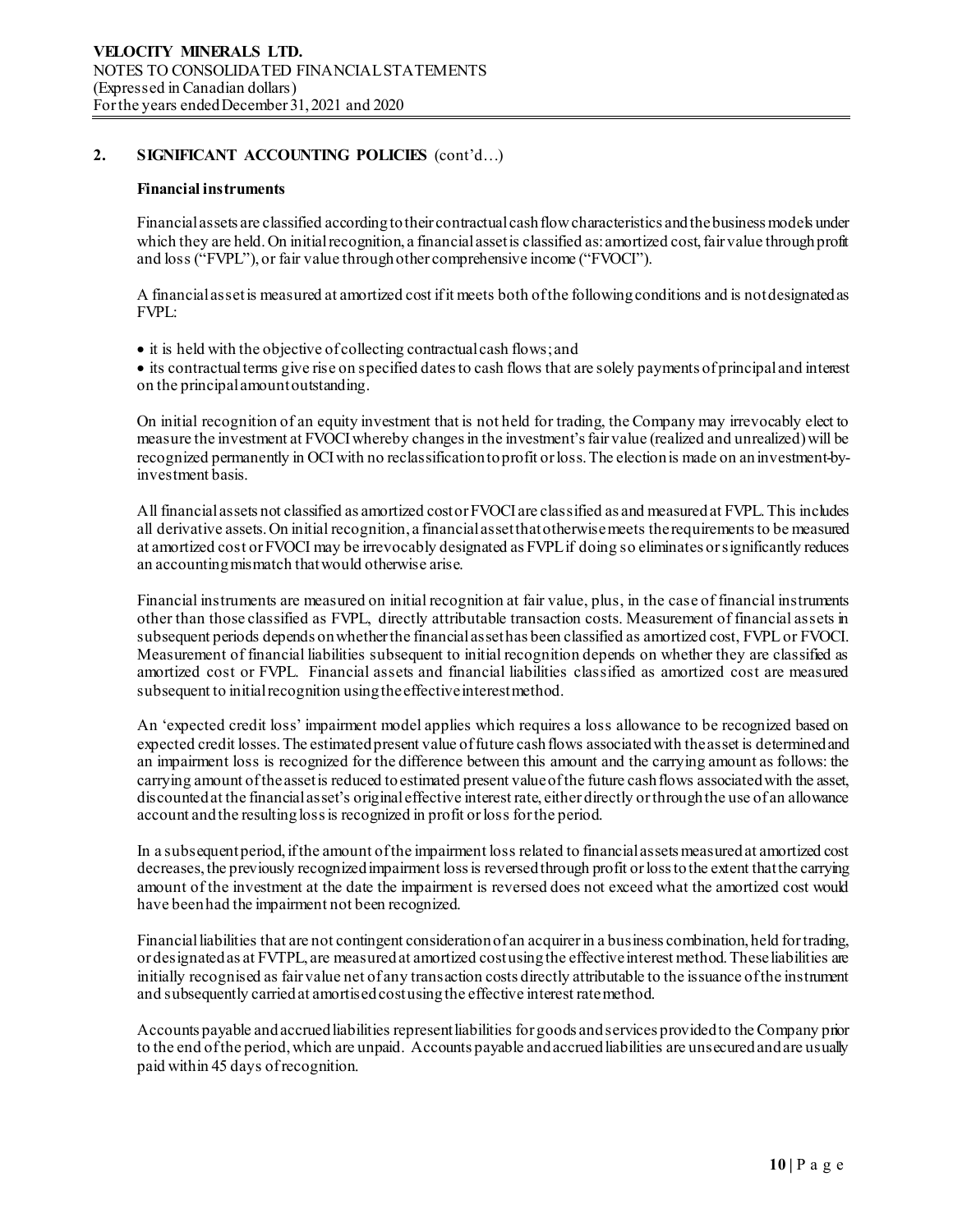## 2. SIGNIFICANT ACCOUNTING POLICIES (cont'd…)

### Financial instruments

Financial assets are classified according to their contractual cash flow characteristics and the business models under which they are held. On initial recognition, a financial asset is classified as: amortized cost, fair value through profit and loss ("FVPL"), or fair value through other comprehensive income ("FVOCI").

A financial asset is measured at amortized cost if it meets both of the following conditions and is not designated as FVPL:

- it is held with the objective of collecting contractual cash flows; and
- its contractual terms give rise on specified dates to cash flows that are solely payments of principal and interest on the principal amount outstanding.

On initial recognition of an equity investment that is not held for trading, the Company may irrevocably elect to measure the investment at FVOCI whereby changes in the investment's fair value (realized and unrealized) will be recognized permanently in OCI with no reclassification to profit or loss. The election is made on an investment-by-investment basis.

All financial assets not classified as amortized cost or FVOCI are classified as and measured at FVPL. This includes all derivative assets. On initial recognition, a financial asset that otherwise meets the requirements to be measured at amortized cost or FVOCI may be irrevocably designated as FVPL if doing so eliminates or significantly reduces an accounting mismatch that would otherwise arise.

Financial instruments are measured on initial recognition at fair value, plus, in the case of financial instruments other than those classified as FVPL, directly attributable transaction costs. Measurement of financial assets in subsequent periods depends on whether the financial asset has been classified as amortized cost, FVPL or FVOCI. Measurement of financial liabilities subsequent to initial recognition depends on whether they are classified as amortized cost or FVPL. Financial assets and financial liabilities classified as amortized cost are measured subsequent to initial recognition using the effective interest method.

An 'expected credit loss' impairment model applies which requires a loss allowance to be recognized based on expected credit losses. The estimated present value of future cash flows associated with the asset is determined and an impairment loss is recognized for the difference between this amount and the carrying amount as follows: the carrying amount of the asset is reduced to estimated present value of the future cash flows associated with the asset, discounted at the financial asset's original effective interest rate, either directly or through the use of an allowance account and the resulting loss is recognized in profit or loss for the period.

In a subsequent period, if the amount of the impairment loss related to financial assets measured at amortized cost decreases, the previously recognized impairment loss is reversed through profit or loss to the extent that the carrying amount of the investment at the date the impairment is reversed does not exceed what the amortized cost would have been had the impairment not been recognized.

Financial liabilities that are not contingent consideration of an acquirer in a business combination, held for trading, or designated as at FVTPL, are measured at amortized cost using the effective interest method. These liabilities are initially recognised as fair value net of any transaction costs directly attributable to the issuance of the instrument and subsequently carried at amortised cost using the effective interest rate method.

Accounts payable and accrued liabilities represent liabilities for goods and services provided to the Company prior to the end of the period, which are unpaid. Accounts payable and accrued liabilities are unsecured and are usually paid within 45 days of recognition.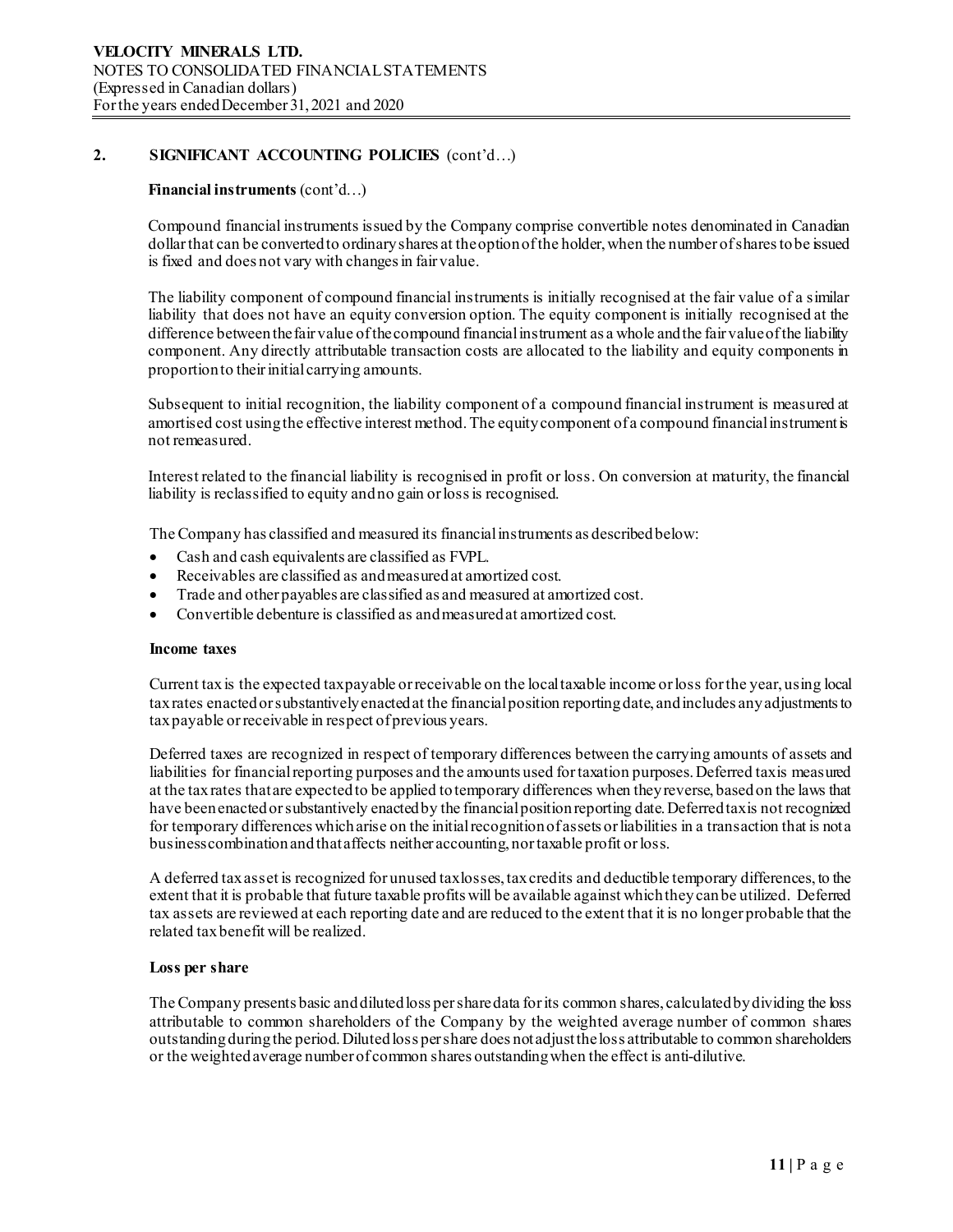## 2. SIGNIFICANT ACCOUNTING POLICIES (cont'd…)

**Financial instruments** (cont'd…)

Compound financial instruments issued by the Company comprise convertible notes denominated in Canadian dollar that can be converted to ordinary shares at the option of the holder, when the number of shares to be issued is fixed and does not vary with changes in fair value.

The liability component of compound financial instruments is initially recognised at the fair value of a similar liability that does not have an equity conversion option. The equity component is initially recognised at the difference between the fair value of the compound financial instrument as a whole and the fair value of the liability component. Any directly attributable transaction costs are allocated to the liability and equity components in proportion to their initial carrying amounts.

Subsequent to initial recognition, the liability component of a compound financial instrument is measured at amortised cost using the effective interest method. The equity component of a compound financial instrument is not remeasured.

Interest related to the financial liability is recognised in profit or loss. On conversion at maturity, the financial liability is reclassified to equity and no gain or loss is recognised.

The Company has classified and measured its financial instruments as described below:

- Cash and cash equivalents are classified as FVPL.
- Receivables are classified as and measured at amortized cost.
- Trade and other payables are classified as and measured at amortized cost.
- Convertible debenture is classified as and measured at amortized cost.

**Income taxes**

Current tax is the expected tax payable or receivable on the local taxable income or loss for the year, using local tax rates enacted or substantively enacted at the financial position reporting date, and includes any adjustments to tax payable or receivable in respect of previous years.

Deferred taxes are recognized in respect of temporary differences between the carrying amounts of assets and liabilities for financial reporting purposes and the amounts used for taxation purposes. Deferred tax is measured at the tax rates that are expected to be applied to temporary differences when they reverse, based on the laws that have been enacted or substantively enacted by the financial position reporting date. Deferred tax is not recognized for temporary differences which arise on the initial recognition of assets or liabilities in a transaction that is not a business combination and that affects neither accounting, nor taxable profit or loss.

A deferred tax asset is recognized for unused tax losses, tax credits and deductible temporary differences, to the extent that it is probable that future taxable profits will be available against which they can be utilized. Deferred tax assets are reviewed at each reporting date and are reduced to the extent that it is no longer probable that the related tax benefit will be realized.

**Loss per share**

The Company presents basic and diluted loss per share data for its common shares, calculated by dividing the loss attributable to common shareholders of the Company by the weighted average number of common shares outstanding during the period. Diluted loss per share does not adjust the loss attributable to common shareholders or the weighted average number of common shares outstanding when the effect is anti-dilutive.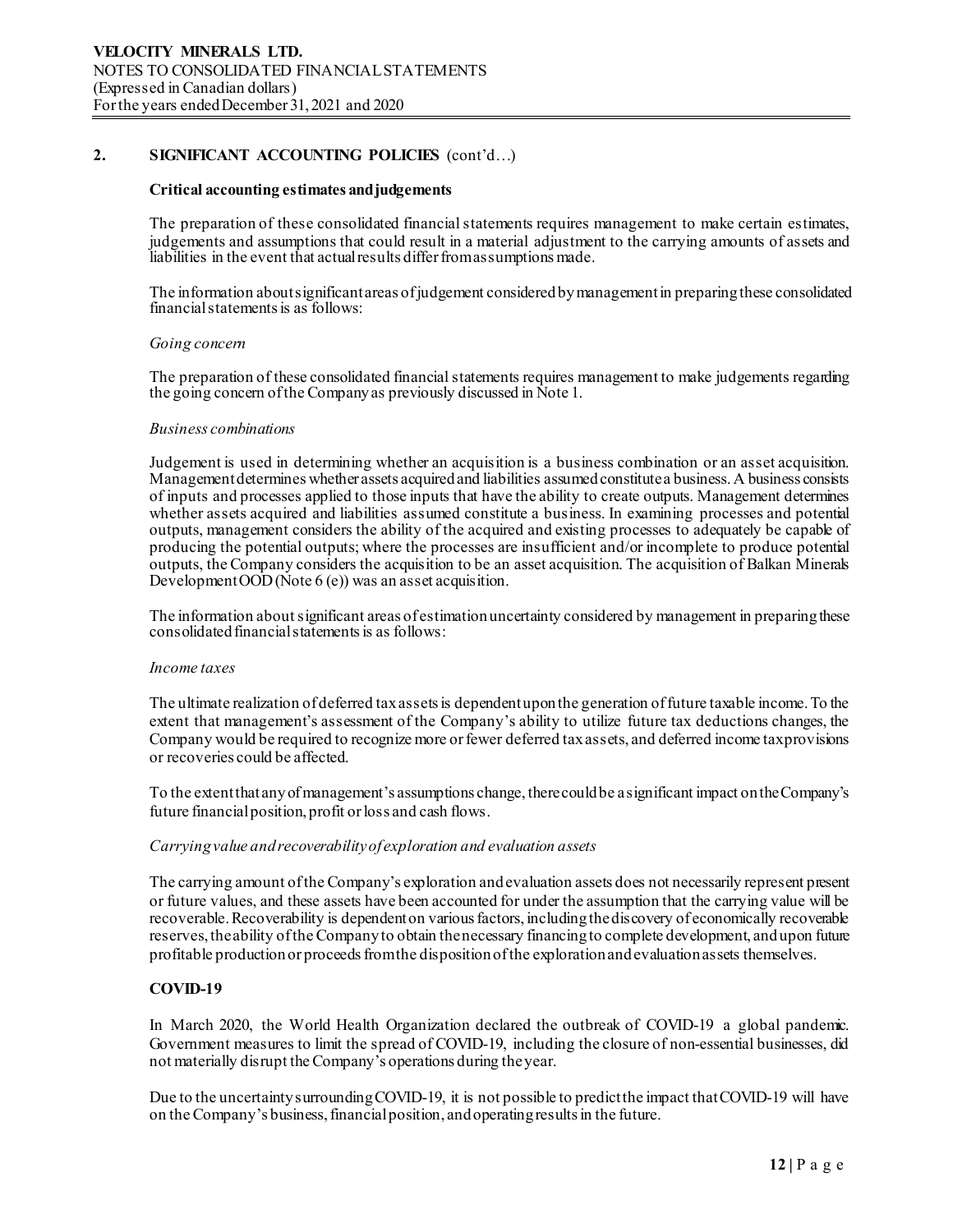## 2. SIGNIFICANT ACCOUNTING POLICIES (cont'd…)

**Critical accounting estimates and judgements**

The preparation of these consolidated financial statements requires management to make certain estimates, judgements and assumptions that could result in a material adjustment to the carrying amounts of assets and liabilities in the event that actual results differ from assumptions made.

The information about significant areas of judgement considered by management in preparing these consolidated financial statements is as follows:

*Going concern*

The preparation of these consolidated financial statements requires management to make judgements regarding the going concern of the Company as previously discussed in Note 1.

*Business combinations*

Judgement is used in determining whether an acquisition is a business combination or an asset acquisition. Management determines whether assets acquired and liabilities assumed constitute a business. A business consists of inputs and processes applied to those inputs that have the ability to create outputs. Management determines whether assets acquired and liabilities assumed constitute a business. In examining processes and potential outputs, management considers the ability of the acquired and existing processes to adequately be capable of producing the potential outputs; where the processes are insufficient and/or incomplete to produce potential outputs, the Company considers the acquisition to be an asset acquisition. The acquisition of Balkan Minerals Development OOD (Note 6 (e)) was an asset acquisition.

The information about significant areas of estimation uncertainty considered by management in preparing these consolidated financial statements is as follows:

*Income taxes*

The ultimate realization of deferred tax assets is dependent upon the generation of future taxable income. To the extent that management's assessment of the Company's ability to utilize future tax deductions changes, the Company would be required to recognize more or fewer deferred tax assets, and deferred income tax provisions or recoveries could be affected.

To the extent that any of management's assumptions change, there could be a significant impact on the Company's future financial position, profit or loss and cash flows.

*Carrying value and recoverability of exploration and evaluation assets*

The carrying amount of the Company's exploration and evaluation assets does not necessarily represent present or future values, and these assets have been accounted for under the assumption that the carrying value will be recoverable. Recoverability is dependent on various factors, including the discovery of economically recoverable reserves, the ability of the Company to obtain the necessary financing to complete development, and upon future profitable production or proceeds from the disposition of the exploration and evaluation assets themselves.

**COVID-19**

In March 2020, the World Health Organization declared the outbreak of COVID-19 a global pandemic. Government measures to limit the spread of COVID-19, including the closure of non-essential businesses, did not materially disrupt the Company's operations during the year.

Due to the uncertainty surrounding COVID-19, it is not possible to predict the impact that COVID-19 will have on the Company's business, financial position, and operating results in the future.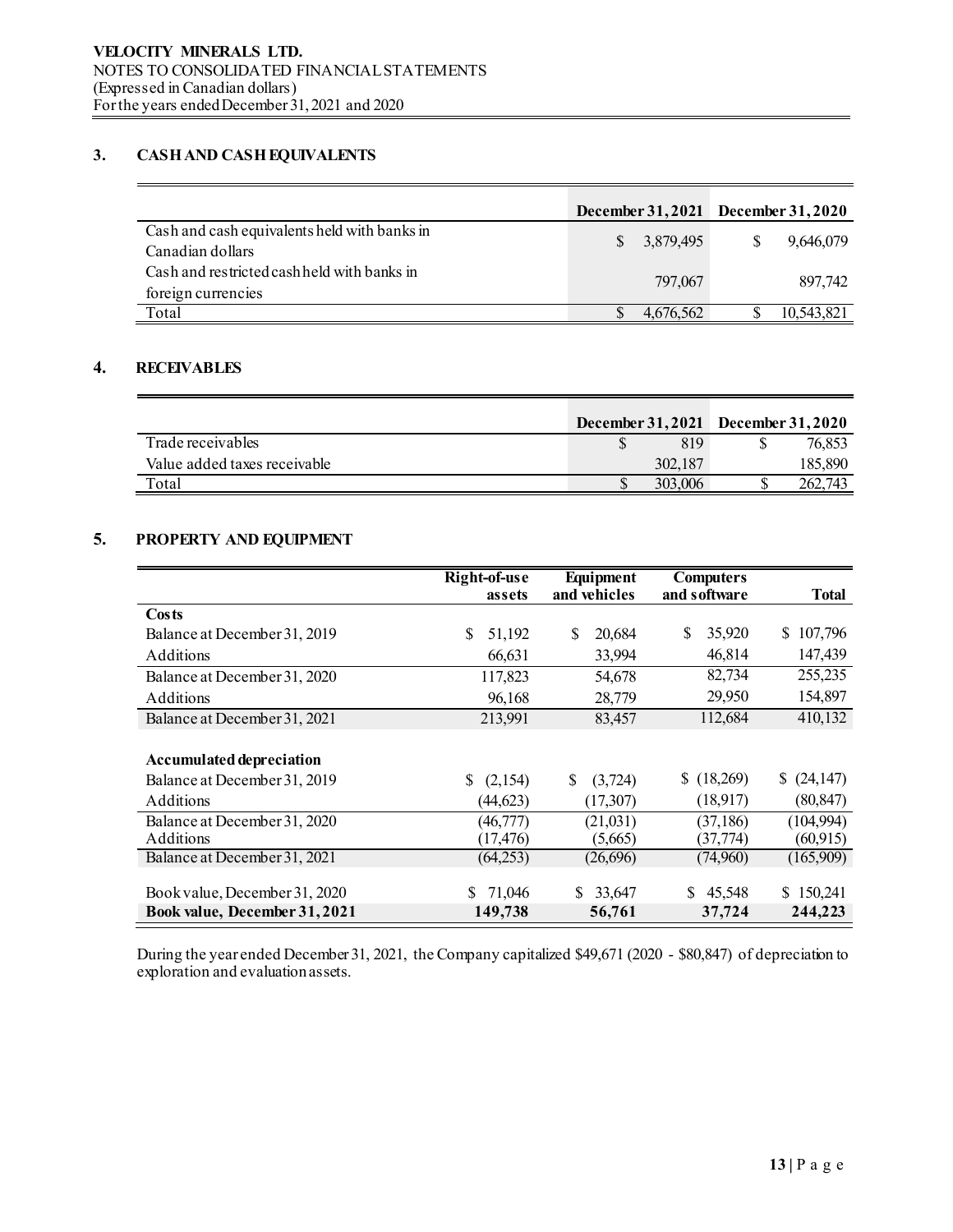## 3. CASH AND CASH EQUIVALENTS

| | December 31, 2021 | December 31, 2020 |
|---|---|---|
| Cash and cash equivalents held with banks in Canadian dollars | $ 3,879,495 | $ 9,646,079 |
| Cash and restricted cash held with banks in foreign currencies | 797,067 | 897,742 |
| Total | $ 4,676,562 | $ 10,543,821 |

## 4. RECEIVABLES

| | December 31, 2021 | December 31, 2020 |
|---|---|---|
| Trade receivables | $ 819 | $ 76,853 |
| Value added taxes receivable | 302,187 | 185,890 |
| Total | $ 303,006 | $ 262,743 |

## 5. PROPERTY AND EQUIPMENT

| | Right-of-use assets | Equipment and vehicles | Computers and software | Total |
|---|---|---|---|---|
| **Costs** | | | | |
| Balance at December 31, 2019 | $ 51,192 | $ 20,684 | $ 35,920 | $ 107,796 |
| Additions | 66,631 | 33,994 | 46,814 | 147,439 |
| Balance at December 31, 2020 | 117,823 | 54,678 | 82,734 | 255,235 |
| Additions | 96,168 | 28,779 | 29,950 | 154,897 |
| Balance at December 31, 2021 | 213,991 | 83,457 | 112,684 | 410,132 |
| | | | | |
| **Accumulated depreciation** | | | | |
| Balance at December 31, 2019 | $ (2,154) | $ (3,724) | $ (18,269) | $ (24,147) |
| Additions | (44,623) | (17,307) | (18,917) | (80,847) |
| Balance at December 31, 2020 | (46,777) | (21,031) | (37,186) | (104,994) |
| Additions | (17,476) | (5,665) | (37,774) | (60,915) |
| Balance at December 31, 2021 | (64,253) | (26,696) | (74,960) | (165,909) |
| | | | | |
| Book value, December 31, 2020 | $ 71,046 | $ 33,647 | $ 45,548 | $ 150,241 |
| **Book value, December 31, 2021** | **149,738** | **56,761** | **37,724** | **244,223** |

During the year ended December 31, 2021, the Company capitalized $49,671 (2020 - $80,847) of depreciation to exploration and evaluation assets.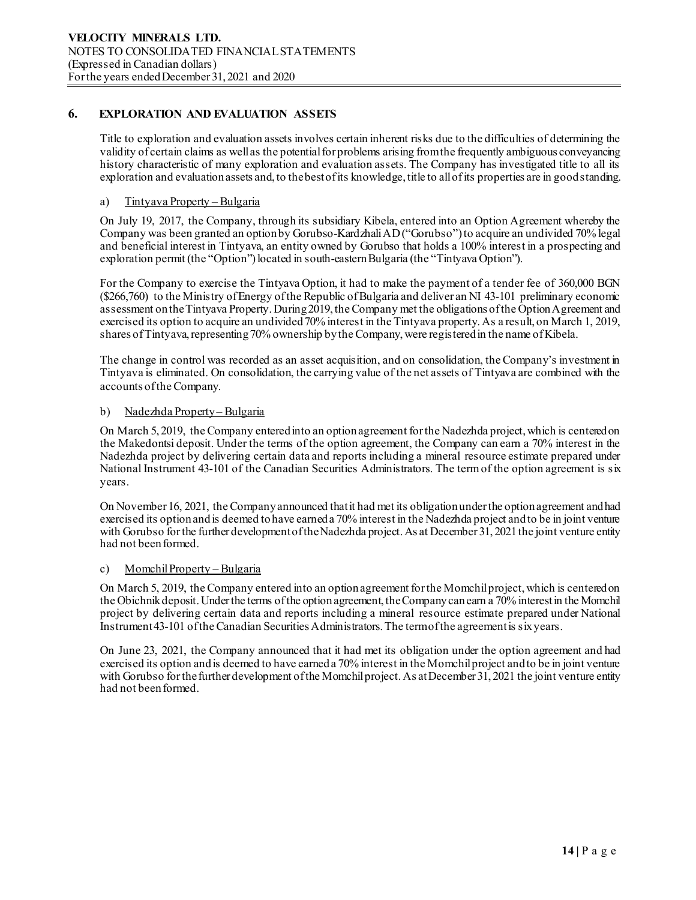## 6. EXPLORATION AND EVALUATION ASSETS

Title to exploration and evaluation assets involves certain inherent risks due to the difficulties of determining the validity of certain claims as well as the potential for problems arising from the frequently ambiguous conveyancing history characteristic of many exploration and evaluation assets. The Company has investigated title to all its exploration and evaluation assets and, to the best of its knowledge, title to all of its properties are in good standing.

### a) Tintyava Property – Bulgaria

On July 19, 2017, the Company, through its subsidiary Kibela, entered into an Option Agreement whereby the Company was been granted an option by Gorubso-Kardzhali AD ("Gorubso") to acquire an undivided 70% legal and beneficial interest in Tintyava, an entity owned by Gorubso that holds a 100% interest in a prospecting and exploration permit (the "Option") located in south-eastern Bulgaria (the "Tintyava Option").

For the Company to exercise the Tintyava Option, it had to make the payment of a tender fee of 360,000 BGN ($266,760) to the Ministry of Energy of the Republic of Bulgaria and deliver an NI 43-101 preliminary economic assessment on the Tintyava Property. During 2019, the Company met the obligations of the Option Agreement and exercised its option to acquire an undivided 70% interest in the Tintyava property. As a result, on March 1, 2019, shares of Tintyava, representing 70% ownership by the Company, were registered in the name of Kibela.

The change in control was recorded as an asset acquisition, and on consolidation, the Company's investment in Tintyava is eliminated. On consolidation, the carrying value of the net assets of Tintyava are combined with the accounts of the Company.

### b) Nadezhda Property – Bulgaria

On March 5, 2019, the Company entered into an option agreement for the Nadezhda project, which is centered on the Makedontsi deposit. Under the terms of the option agreement, the Company can earn a 70% interest in the Nadezhda project by delivering certain data and reports including a mineral resource estimate prepared under National Instrument 43-101 of the Canadian Securities Administrators. The term of the option agreement is six years.

On November 16, 2021, the Company announced that it had met its obligation under the option agreement and had exercised its option and is deemed to have earned a 70% interest in the Nadezhda project and to be in joint venture with Gorubso for the further development of the Nadezhda project. As at December 31, 2021 the joint venture entity had not been formed.

### c) Momchil Property – Bulgaria

On March 5, 2019, the Company entered into an option agreement for the Momchil project, which is centered on the Obichnik deposit. Under the terms of the option agreement, the Company can earn a 70% interest in the Momchil project by delivering certain data and reports including a mineral resource estimate prepared under National Instrument 43-101 of the Canadian Securities Administrators. The term of the agreement is six years.

On June 23, 2021, the Company announced that it had met its obligation under the option agreement and had exercised its option and is deemed to have earned a 70% interest in the Momchil project and to be in joint venture with Gorubso for the further development of the Momchil project. As at December 31, 2021 the joint venture entity had not been formed.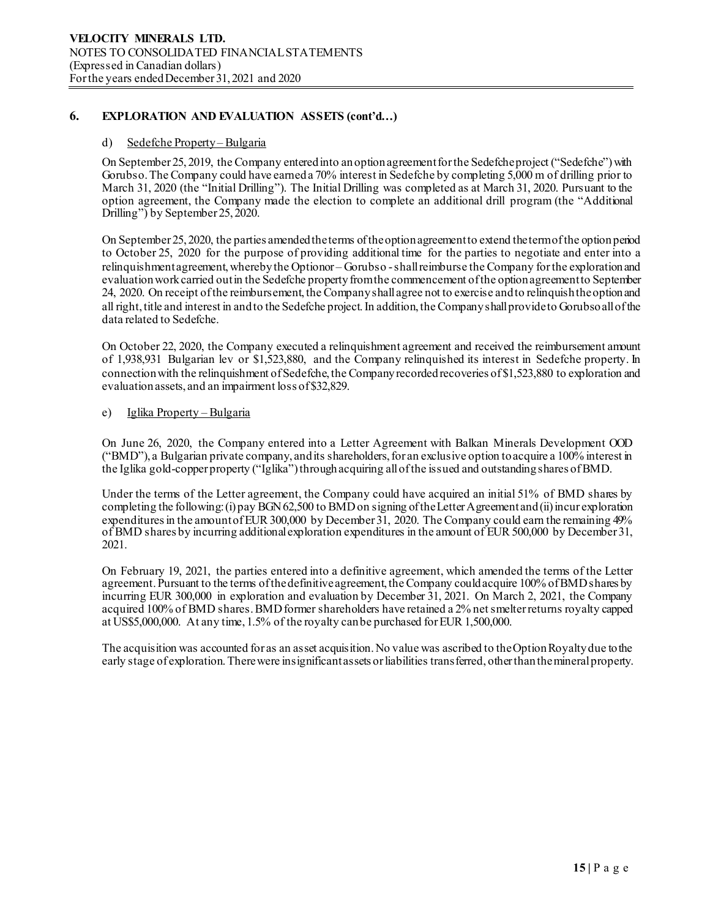## 6. EXPLORATION AND EVALUATION ASSETS (cont'd…)

### d) Sedefche Property – Bulgaria

On September 25, 2019, the Company entered into an option agreement for the Sedefche project ("Sedefche") with Gorubso. The Company could have earned a 70% interest in Sedefche by completing 5,000 m of drilling prior to March 31, 2020 (the "Initial Drilling"). The Initial Drilling was completed as at March 31, 2020. Pursuant to the option agreement, the Company made the election to complete an additional drill program (the "Additional Drilling") by September 25, 2020.

On September 25, 2020, the parties amended the terms of the option agreement to extend the term of the option period to October 25, 2020 for the purpose of providing additional time for the parties to negotiate and enter into a relinquishment agreement, whereby the Optionor – Gorubso - shall reimburse the Company for the exploration and evaluation work carried out in the Sedefche property from the commencement of the option agreement to September 24, 2020. On receipt of the reimbursement, the Company shall agree not to exercise and to relinquish the option and all right, title and interest in and to the Sedefche project. In addition, the Company shall provide to Gorubso all of the data related to Sedefche.

On October 22, 2020, the Company executed a relinquishment agreement and received the reimbursement amount of 1,938,931 Bulgarian lev or $1,523,880, and the Company relinquished its interest in Sedefche property. In connection with the relinquishment of Sedefche, the Company recorded recoveries of $1,523,880 to exploration and evaluation assets, and an impairment loss of $32,829.

### e) Iglika Property – Bulgaria

On June 26, 2020, the Company entered into a Letter Agreement with Balkan Minerals Development OOD ("BMD"), a Bulgarian private company, and its shareholders, for an exclusive option to acquire a 100% interest in the Iglika gold-copper property ("Iglika") through acquiring all of the issued and outstanding shares of BMD.

Under the terms of the Letter agreement, the Company could have acquired an initial 51% of BMD shares by completing the following: (i) pay BGN 62,500 to BMD on signing of the Letter Agreement and (ii) incur exploration expenditures in the amount of EUR 300,000 by December 31, 2020. The Company could earn the remaining 49% of BMD shares by incurring additional exploration expenditures in the amount of EUR 500,000 by December 31, 2021.

On February 19, 2021, the parties entered into a definitive agreement, which amended the terms of the Letter agreement. Pursuant to the terms of the definitive agreement, the Company could acquire 100% of BMD shares by incurring EUR 300,000 in exploration and evaluation by December 31, 2021. On March 2, 2021, the Company acquired 100% of BMD shares. BMD former shareholders have retained a 2% net smelter returns royalty capped at US$5,000,000. At any time, 1.5% of the royalty can be purchased for EUR 1,500,000.

The acquisition was accounted for as an asset acquisition. No value was ascribed to the Option Royalty due to the early stage of exploration. There were insignificant assets or liabilities transferred, other than the mineral property.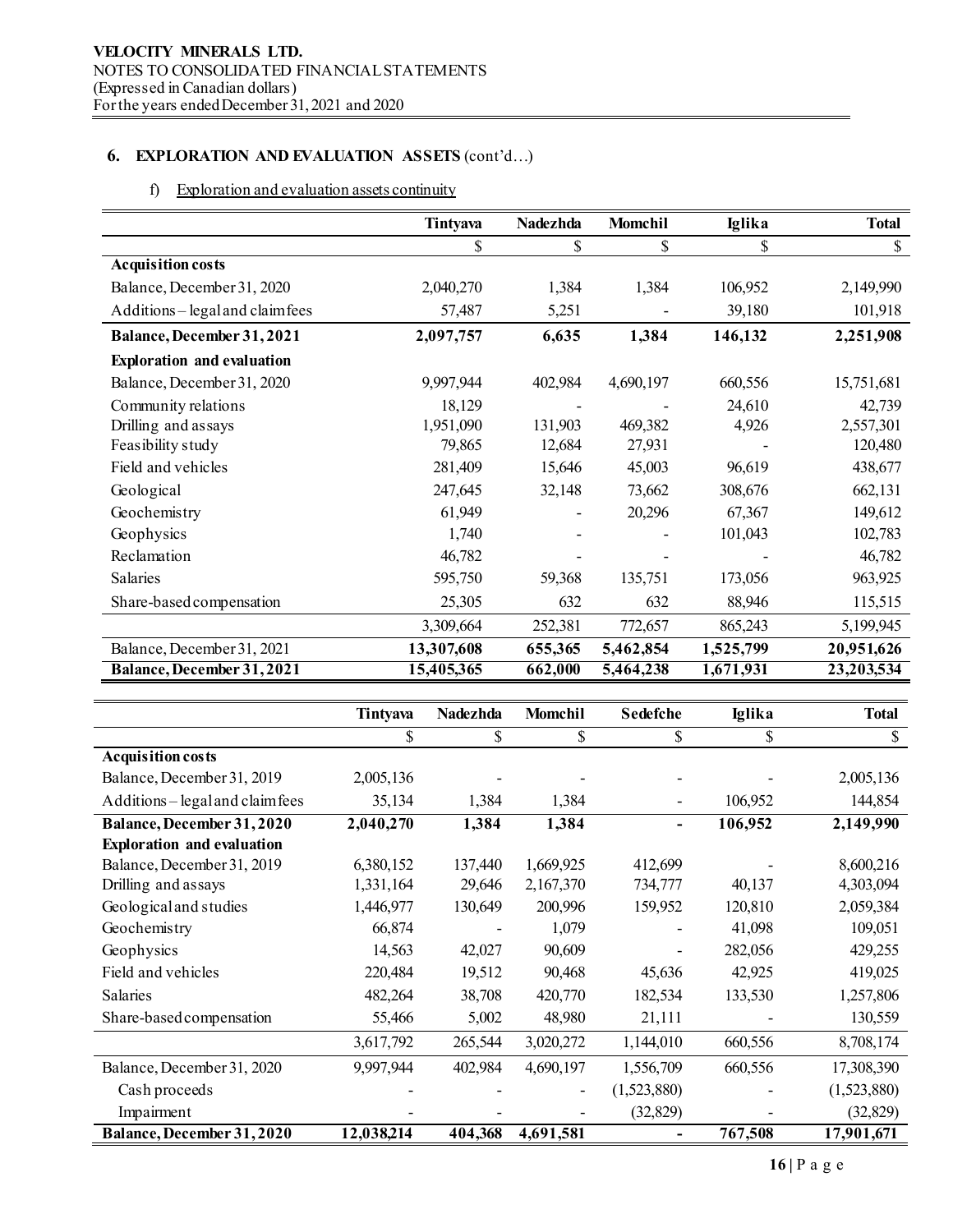VELOCITY MINERALS LTD.
NOTES TO CONSOLIDATED FINANCIAL STATEMENTS
(Expressed in Canadian dollars)
For the years ended December 31, 2021 and 2020

## 6. EXPLORATION AND EVALUATION ASSETS (cont'd…)

f) Exploration and evaluation assets continuity

| | Tintyava | Nadezhda | Momchil | Iglika | Total |
|---|---|---|---|---|---|
| | $ | $ | $ | $ | $ |
| **Acquisition costs** | | | | | |
| Balance, December 31, 2020 | 2,040,270 | 1,384 | 1,384 | 106,952 | 2,149,990 |
| Additions – legal and claim fees | 57,487 | 5,251 | - | 39,180 | 101,918 |
| **Balance, December 31, 2021** | **2,097,757** | **6,635** | **1,384** | **146,132** | **2,251,908** |
| **Exploration and evaluation** | | | | | |
| Balance, December 31, 2020 | 9,997,944 | 402,984 | 4,690,197 | 660,556 | 15,751,681 |
| Community relations | 18,129 | - | - | 24,610 | 42,739 |
| Drilling and assays | 1,951,090 | 131,903 | 469,382 | 4,926 | 2,557,301 |
| Feasibility study | 79,865 | 12,684 | 27,931 | - | 120,480 |
| Field and vehicles | 281,409 | 15,646 | 45,003 | 96,619 | 438,677 |
| Geological | 247,645 | 32,148 | 73,662 | 308,676 | 662,131 |
| Geochemistry | 61,949 | - | 20,296 | 67,367 | 149,612 |
| Geophysics | 1,740 | - | - | 101,043 | 102,783 |
| Reclamation | 46,782 | - | - | - | 46,782 |
| Salaries | 595,750 | 59,368 | 135,751 | 173,056 | 963,925 |
| Share-based compensation | 25,305 | 632 | 632 | 88,946 | 115,515 |
| | 3,309,664 | 252,381 | 772,657 | 865,243 | 5,199,945 |
| Balance, December 31, 2021 | **13,307,608** | **655,365** | **5,462,854** | **1,525,799** | **20,951,626** |
| **Balance, December 31, 2021** | **15,405,365** | **662,000** | **5,464,238** | **1,671,931** | **23,203,534** |

| | Tintyava | Nadezhda | Momchil | Sedefche | Iglika | Total |
|---|---|---|---|---|---|---|
| | $ | $ | $ | $ | $ | $ |
| **Acquisition costs** | | | | | | |
| Balance, December 31, 2019 | 2,005,136 | - | - | - | - | 2,005,136 |
| Additions – legal and claim fees | 35,134 | 1,384 | 1,384 | - | 106,952 | 144,854 |
| **Balance, December 31, 2020** | **2,040,270** | **1,384** | **1,384** | **-** | **106,952** | **2,149,990** |
| **Exploration and evaluation** | | | | | | |
| Balance, December 31, 2019 | 6,380,152 | 137,440 | 1,669,925 | 412,699 | - | 8,600,216 |
| Drilling and assays | 1,331,164 | 29,646 | 2,167,370 | 734,777 | 40,137 | 4,303,094 |
| Geological and studies | 1,446,977 | 130,649 | 200,996 | 159,952 | 120,810 | 2,059,384 |
| Geochemistry | 66,874 | - | 1,079 | - | 41,098 | 109,051 |
| Geophysics | 14,563 | 42,027 | 90,609 | - | 282,056 | 429,255 |
| Field and vehicles | 220,484 | 19,512 | 90,468 | 45,636 | 42,925 | 419,025 |
| Salaries | 482,264 | 38,708 | 420,770 | 182,534 | 133,530 | 1,257,806 |
| Share-based compensation | 55,466 | 5,002 | 48,980 | 21,111 | - | 130,559 |
| | 3,617,792 | 265,544 | 3,020,272 | 1,144,010 | 660,556 | 8,708,174 |
| Balance, December 31, 2020 | 9,997,944 | 402,984 | 4,690,197 | 1,556,709 | 660,556 | 17,308,390 |
| Cash proceeds | - | - | - | (1,523,880) | - | (1,523,880) |
| Impairment | - | - | - | (32,829) | - | (32,829) |
| **Balance, December 31, 2020** | **12,038,214** | **404,368** | **4,691,581** | **-** | **767,508** | **17,901,671** |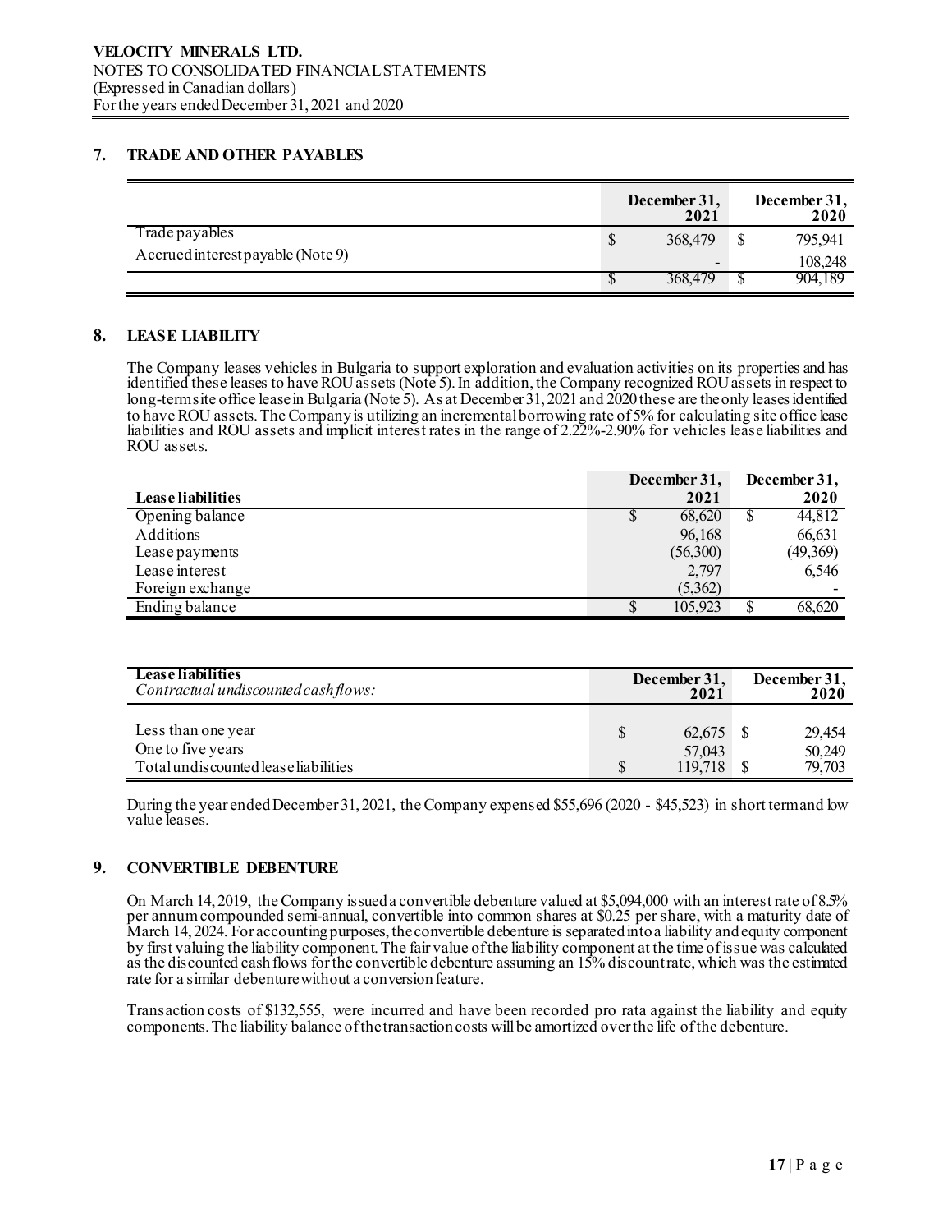## 7. TRADE AND OTHER PAYABLES

| | December 31, 2021 | December 31, 2020 |
|---|---|---|
| Trade payables | $ 368,479 | $ 795,941 |
| Accrued interest payable (Note 9) | - | 108,248 |
| | $ 368,479 | $ 904,189 |

## 8. LEASE LIABILITY

The Company leases vehicles in Bulgaria to support exploration and evaluation activities on its properties and has identified these leases to have ROU assets (Note 5). In addition, the Company recognized ROU assets in respect to long-term site office lease in Bulgaria (Note 5). As at December 31, 2021 and 2020 these are the only leases identified to have ROU assets. The Company is utilizing an incremental borrowing rate of 5% for calculating site office lease liabilities and ROU assets and implicit interest rates in the range of 2.22%-2.90% for vehicles lease liabilities and ROU assets.

| Lease liabilities | December 31, 2021 | December 31, 2020 |
|---|---|---|
| Opening balance | $ 68,620 | $ 44,812 |
| Additions | 96,168 | 66,631 |
| Lease payments | (56,300) | (49,369) |
| Lease interest | 2,797 | 6,546 |
| Foreign exchange | (5,362) | - |
| Ending balance | $ 105,923 | $ 68,620 |

| **Lease liabilities** *Contractual undiscounted cash flows:* | December 31, 2021 | December 31, 2020 |
|---|---|---|
| Less than one year | $ 62,675 | $ 29,454 |
| One to five years | 57,043 | 50,249 |
| Total undiscounted lease liabilities | $ 119,718 | $ 79,703 |

During the year ended December 31, 2021, the Company expensed $55,696 (2020 - $45,523) in short term and low value leases.

## 9. CONVERTIBLE DEBENTURE

On March 14, 2019, the Company issued a convertible debenture valued at $5,094,000 with an interest rate of 8.5% per annum compounded semi-annual, convertible into common shares at $0.25 per share, with a maturity date of March 14, 2024. For accounting purposes, the convertible debenture is separated into a liability and equity component by first valuing the liability component. The fair value of the liability component at the time of issue was calculated as the discounted cash flows for the convertible debenture assuming an 15% discount rate, which was the estimated rate for a similar debenture without a conversion feature.

Transaction costs of $132,555, were incurred and have been recorded pro rata against the liability and equity components. The liability balance of the transaction costs will be amortized over the life of the debenture.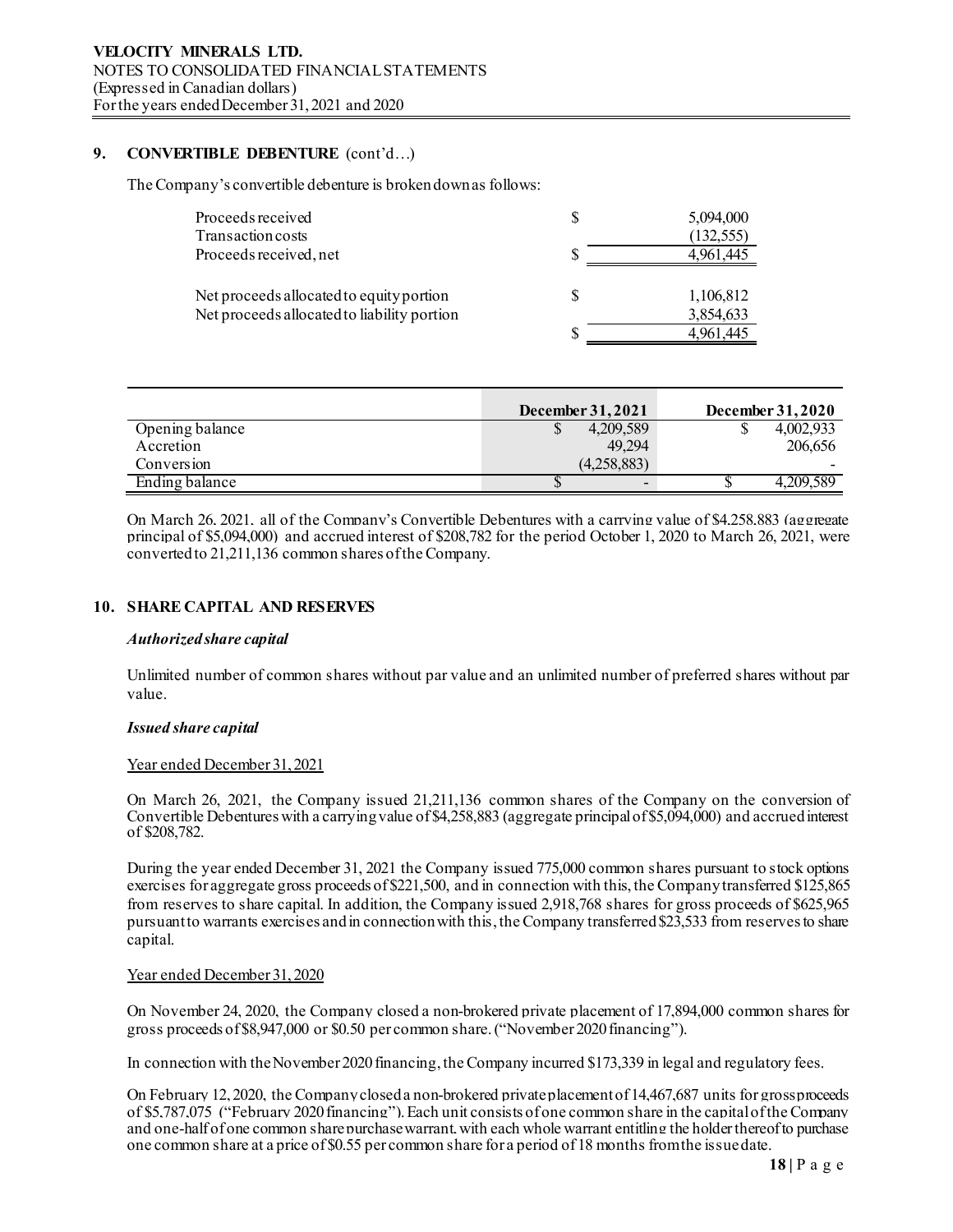## 9. CONVERTIBLE DEBENTURE (cont'd…)

The Company's convertible debenture is broken down as follows:

| | | |
|---|---|---|
| Proceeds received | $ | 5,094,000 |
| Transaction costs | | (132,555) |
| Proceeds received, net | $ | 4,961,445 |
| | | |
| Net proceeds allocated to equity portion | $ | 1,106,812 |
| Net proceeds allocated to liability portion | | 3,854,633 |
| | $ | 4,961,445 |

| | December 31, 2021 | December 31, 2020 |
|---|---|---|
| Opening balance | $ 4,209,589 | $ 4,002,933 |
| Accretion | 49,294 | 206,656 |
| Conversion | (4,258,883) | - |
| Ending balance | $ - | $ 4,209,589 |

On March 26, 2021, all of the Company's Convertible Debentures with a carrying value of $4,258,883 (aggregate principal of $5,094,000) and accrued interest of $208,782 for the period October 1, 2020 to March 26, 2021, were converted to 21,211,136 common shares of the Company.

## 10. SHARE CAPITAL AND RESERVES

***Authorized share capital***

Unlimited number of common shares without par value and an unlimited number of preferred shares without par value.

***Issued share capital***

Year ended December 31, 2021

On March 26, 2021, the Company issued 21,211,136 common shares of the Company on the conversion of Convertible Debentures with a carrying value of $4,258,883 (aggregate principal of $5,094,000) and accrued interest of $208,782.

During the year ended December 31, 2021 the Company issued 775,000 common shares pursuant to stock options exercises for aggregate gross proceeds of $221,500, and in connection with this, the Company transferred $125,865 from reserves to share capital. In addition, the Company issued 2,918,768 shares for gross proceeds of $625,965 pursuant to warrants exercises and in connection with this, the Company transferred $23,533 from reserves to share capital.

Year ended December 31, 2020

On November 24, 2020, the Company closed a non-brokered private placement of 17,894,000 common shares for gross proceeds of $8,947,000 or $0.50 per common share. ("November 2020 financing").

In connection with the November 2020 financing, the Company incurred $173,339 in legal and regulatory fees.

On February 12, 2020, the Company closed a non-brokered private placement of 14,467,687 units for gross proceeds of $5,787,075 ("February 2020 financing"). Each unit consists of one common share in the capital of the Company and one-half of one common share purchase warrant, with each whole warrant entitling the holder thereof to purchase one common share at a price of $0.55 per common share for a period of 18 months from the issue date.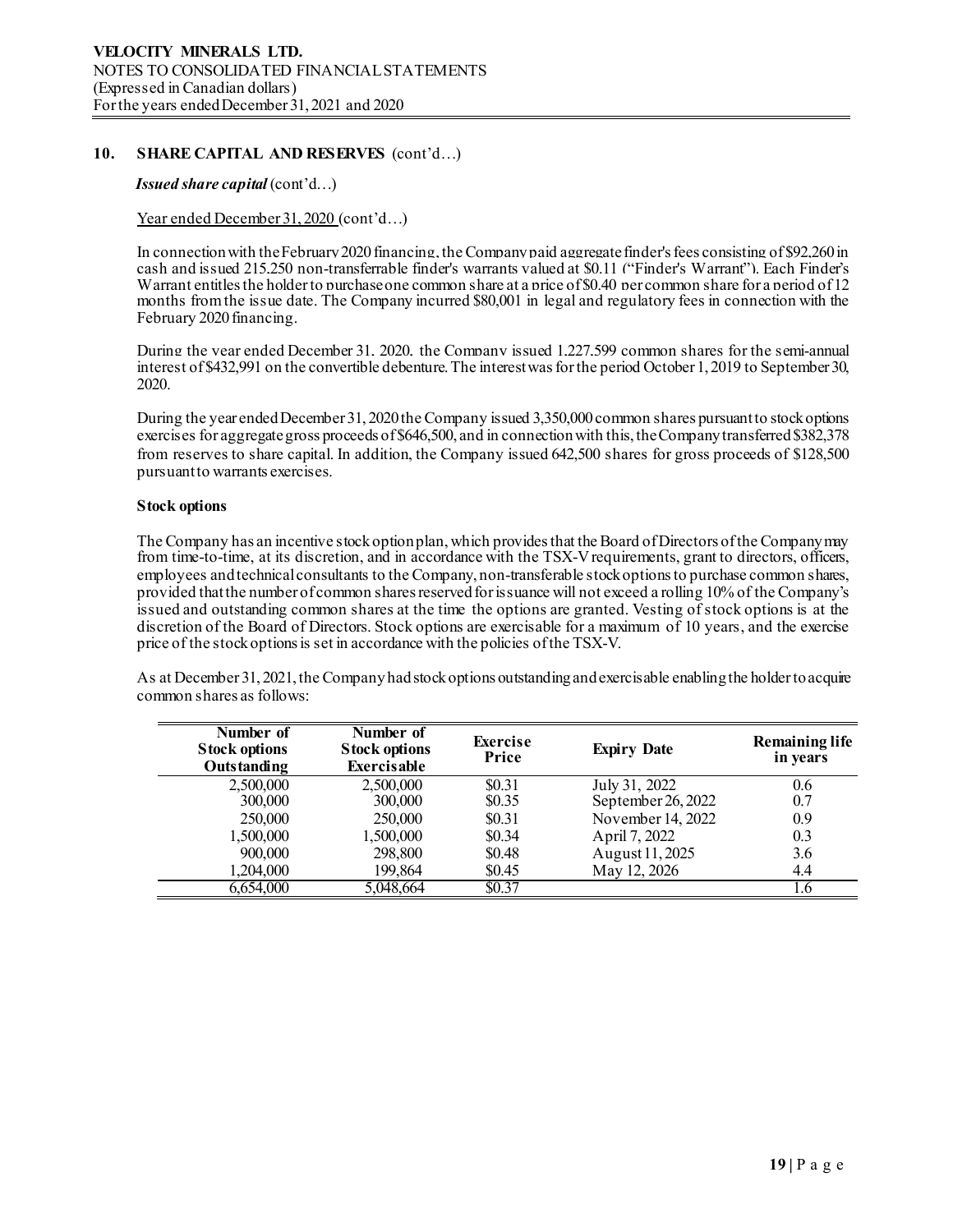## 10. SHARE CAPITAL AND RESERVES (cont'd…)

***Issued share capital*** (cont'd…)

Year ended December 31, 2020 (cont'd…)

In connection with the February 2020 financing, the Company paid aggregate finder's fees consisting of $92,260 in cash and issued 215,250 non-transferrable finder's warrants valued at $0.11 ("Finder's Warrant"). Each Finder's Warrant entitles the holder to purchase one common share at a price of $0.40 per common share for a period of 12 months from the issue date. The Company incurred $80,001 in legal and regulatory fees in connection with the February 2020 financing.

During the year ended December 31, 2020, the Company issued 1,227,599 common shares for the semi-annual interest of $432,991 on the convertible debenture. The interest was for the period October 1, 2019 to September 30, 2020.

During the year ended December 31, 2020 the Company issued 3,350,000 common shares pursuant to stock options exercises for aggregate gross proceeds of $646,500, and in connection with this, the Company transferred $382,378 from reserves to share capital. In addition, the Company issued 642,500 shares for gross proceeds of $128,500 pursuant to warrants exercises.

**Stock options**

The Company has an incentive stock option plan, which provides that the Board of Directors of the Company may from time-to-time, at its discretion, and in accordance with the TSX-V requirements, grant to directors, officers, employees and technical consultants to the Company, non-transferable stock options to purchase common shares, provided that the number of common shares reserved for issuance will not exceed a rolling 10% of the Company's issued and outstanding common shares at the time the options are granted. Vesting of stock options is at the discretion of the Board of Directors. Stock options are exercisable for a maximum of 10 years, and the exercise price of the stock options is set in accordance with the policies of the TSX-V.

As at December 31, 2021, the Company had stock options outstanding and exercisable enabling the holder to acquire common shares as follows:

| Number of Stock options Outstanding | Number of Stock options Exercisable | Exercise Price | Expiry Date | Remaining life in years |
|---|---|---|---|---|
| 2,500,000 | 2,500,000 | $0.31 | July 31, 2022 | 0.6 |
| 300,000 | 300,000 | $0.35 | September 26, 2022 | 0.7 |
| 250,000 | 250,000 | $0.31 | November 14, 2022 | 0.9 |
| 1,500,000 | 1,500,000 | $0.34 | April 7, 2022 | 0.3 |
| 900,000 | 298,800 | $0.48 | August 11, 2025 | 3.6 |
| 1,204,000 | 199,864 | $0.45 | May 12, 2026 | 4.4 |
| 6,654,000 | 5,048,664 | $0.37 | | 1.6 |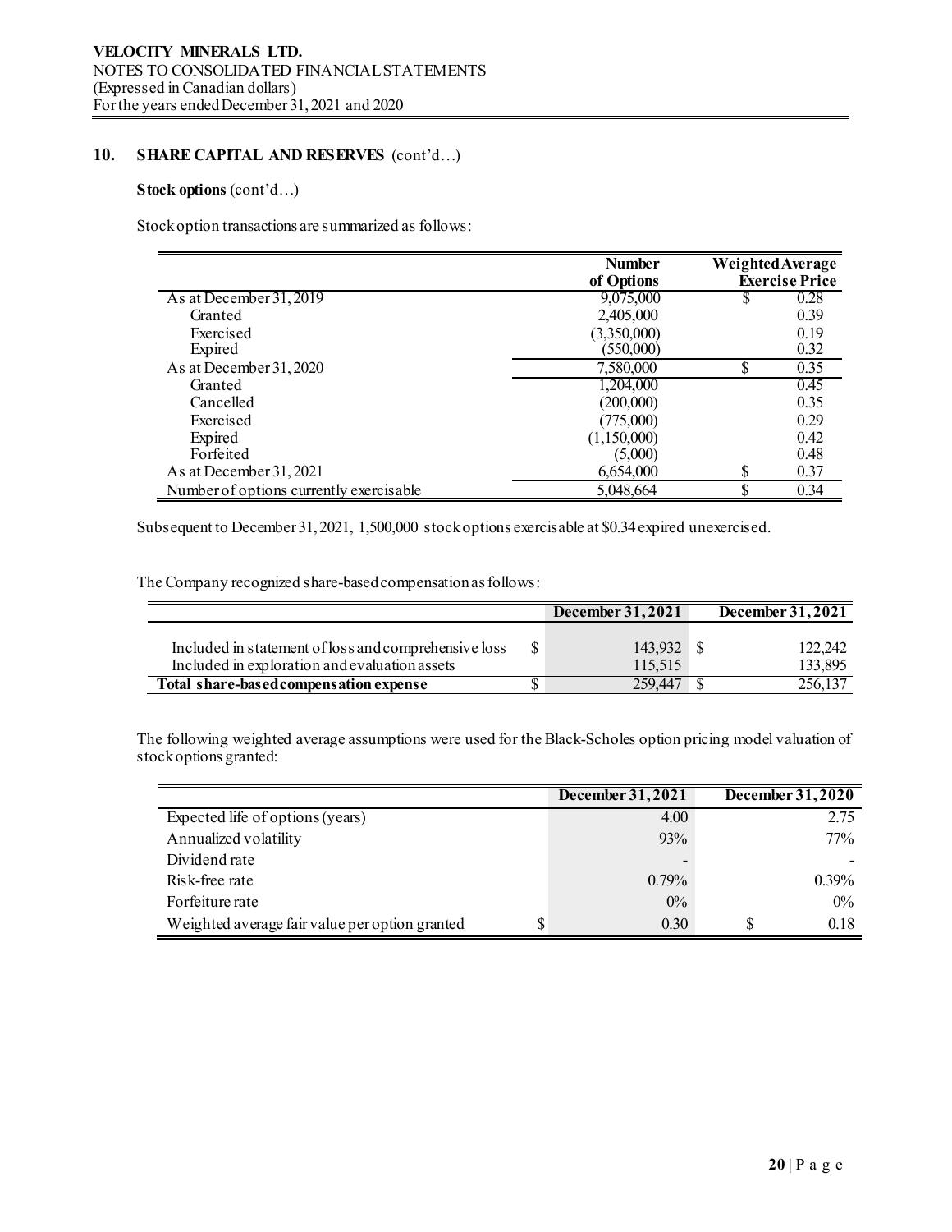## 10. SHARE CAPITAL AND RESERVES (cont'd…)

**Stock options** (cont'd…)

Stock option transactions are summarized as follows:

| | Number of Options | Weighted Average Exercise Price |
|---|---|---|
| As at December 31, 2019 | 9,075,000 | $ 0.28 |
| Granted | 2,405,000 | 0.39 |
| Exercised | (3,350,000) | 0.19 |
| Expired | (550,000) | 0.32 |
| As at December 31, 2020 | 7,580,000 | $ 0.35 |
| Granted | 1,204,000 | 0.45 |
| Cancelled | (200,000) | 0.35 |
| Exercised | (775,000) | 0.29 |
| Expired | (1,150,000) | 0.42 |
| Forfeited | (5,000) | 0.48 |
| As at December 31, 2021 | 6,654,000 | $ 0.37 |
| Number of options currently exercisable | 5,048,664 | $ 0.34 |

Subsequent to December 31, 2021, 1,500,000 stock options exercisable at $0.34 expired unexercised.

The Company recognized share-based compensation as follows:

| | December 31, 2021 | December 31, 2021 |
|---|---|---|
| Included in statement of loss and comprehensive loss | $ 143,932 | $ 122,242 |
| Included in exploration and evaluation assets | 115,515 | 133,895 |
| **Total share-based compensation expense** | $ 259,447 | $ 256,137 |

The following weighted average assumptions were used for the Black-Scholes option pricing model valuation of stock options granted:

| | December 31, 2021 | December 31, 2020 |
|---|---|---|
| Expected life of options (years) | 4.00 | 2.75 |
| Annualized volatility | 93% | 77% |
| Dividend rate | - | - |
| Risk-free rate | 0.79% | 0.39% |
| Forfeiture rate | 0% | 0% |
| Weighted average fair value per option granted | $ 0.30 | $ 0.18 |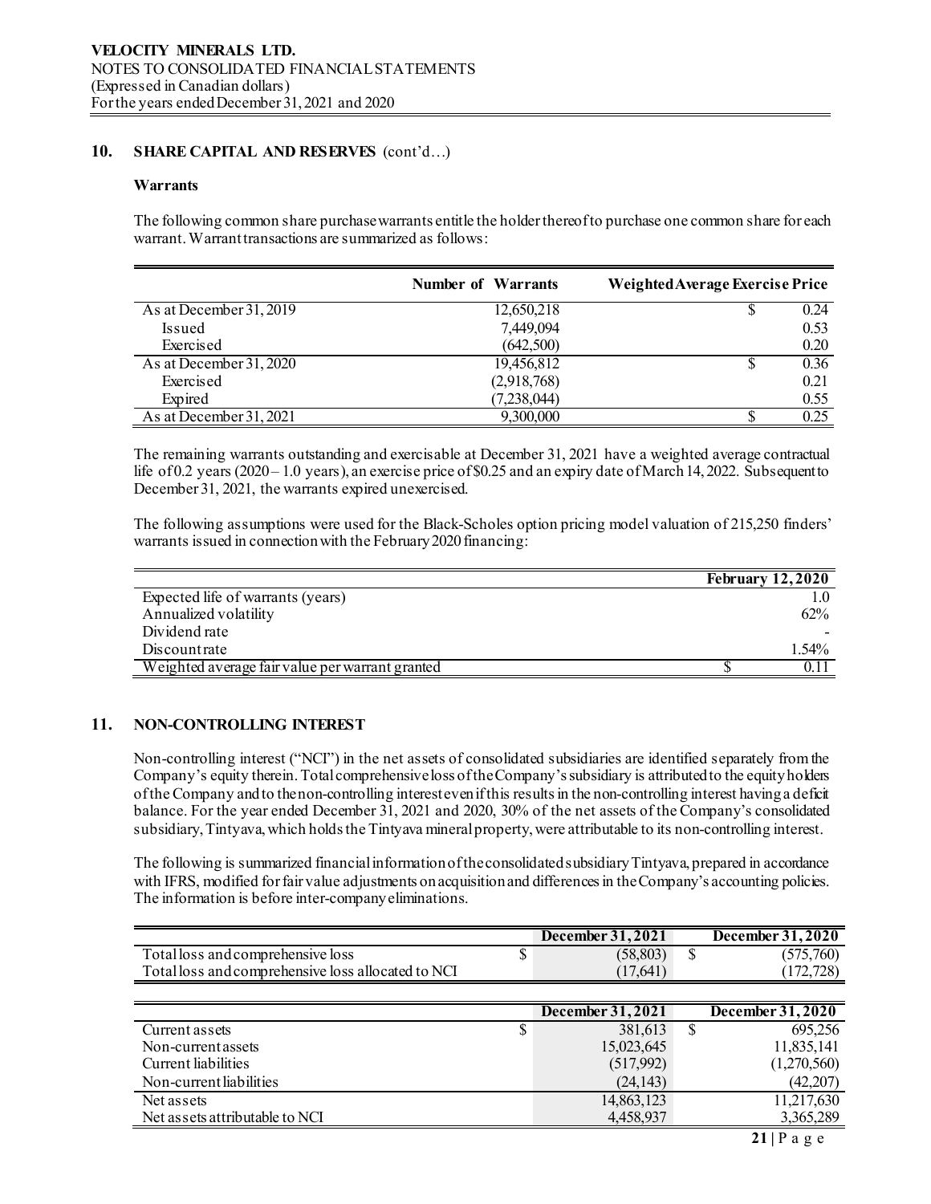## 10. SHARE CAPITAL AND RESERVES (cont'd…)

### Warrants

The following common share purchase warrants entitle the holder thereof to purchase one common share for each warrant. Warrant transactions are summarized as follows:

| | Number of Warrants | Weighted Average Exercise Price |
|---|---|---|
| As at December 31, 2019 | 12,650,218 | $ 0.24 |
| Issued | 7,449,094 | 0.53 |
| Exercised | (642,500) | 0.20 |
| As at December 31, 2020 | 19,456,812 | $ 0.36 |
| Exercised | (2,918,768) | 0.21 |
| Expired | (7,238,044) | 0.55 |
| As at December 31, 2021 | 9,300,000 | $ 0.25 |

The remaining warrants outstanding and exercisable at December 31, 2021 have a weighted average contractual life of 0.2 years (2020 – 1.0 years), an exercise price of $0.25 and an expiry date of March 14, 2022. Subsequent to December 31, 2021, the warrants expired unexercised.

The following assumptions were used for the Black-Scholes option pricing model valuation of 215,250 finders' warrants issued in connection with the February 2020 financing:

| | February 12, 2020 |
|---|---|
| Expected life of warrants (years) | 1.0 |
| Annualized volatility | 62% |
| Dividend rate | - |
| Discount rate | 1.54% |
| Weighted average fair value per warrant granted | $ 0.11 |

## 11. NON-CONTROLLING INTEREST

Non-controlling interest ("NCI") in the net assets of consolidated subsidiaries are identified separately from the Company's equity therein. Total comprehensive loss of the Company's subsidiary is attributed to the equity holders of the Company and to the non-controlling interest even if this results in the non-controlling interest having a deficit balance. For the year ended December 31, 2021 and 2020, 30% of the net assets of the Company's consolidated subsidiary, Tintyava, which holds the Tintyava mineral property, were attributable to its non-controlling interest.

The following is summarized financial information of the consolidated subsidiary Tintyava, prepared in accordance with IFRS, modified for fair value adjustments on acquisition and differences in the Company's accounting policies. The information is before inter-company eliminations.

| | December 31, 2021 | December 31, 2020 |
|---|---|---|
| Total loss and comprehensive loss | $ (58,803) | $ (575,760) |
| Total loss and comprehensive loss allocated to NCI | (17,641) | (172,728) |

| | December 31, 2021 | December 31, 2020 |
|---|---|---|
| Current assets | $ 381,613 | $ 695,256 |
| Non-current assets | 15,023,645 | 11,835,141 |
| Current liabilities | (517,992) | (1,270,560) |
| Non-current liabilities | (24,143) | (42,207) |
| Net assets | 14,863,123 | 11,217,630 |
| Net assets attributable to NCI | 4,458,937 | 3,365,289 |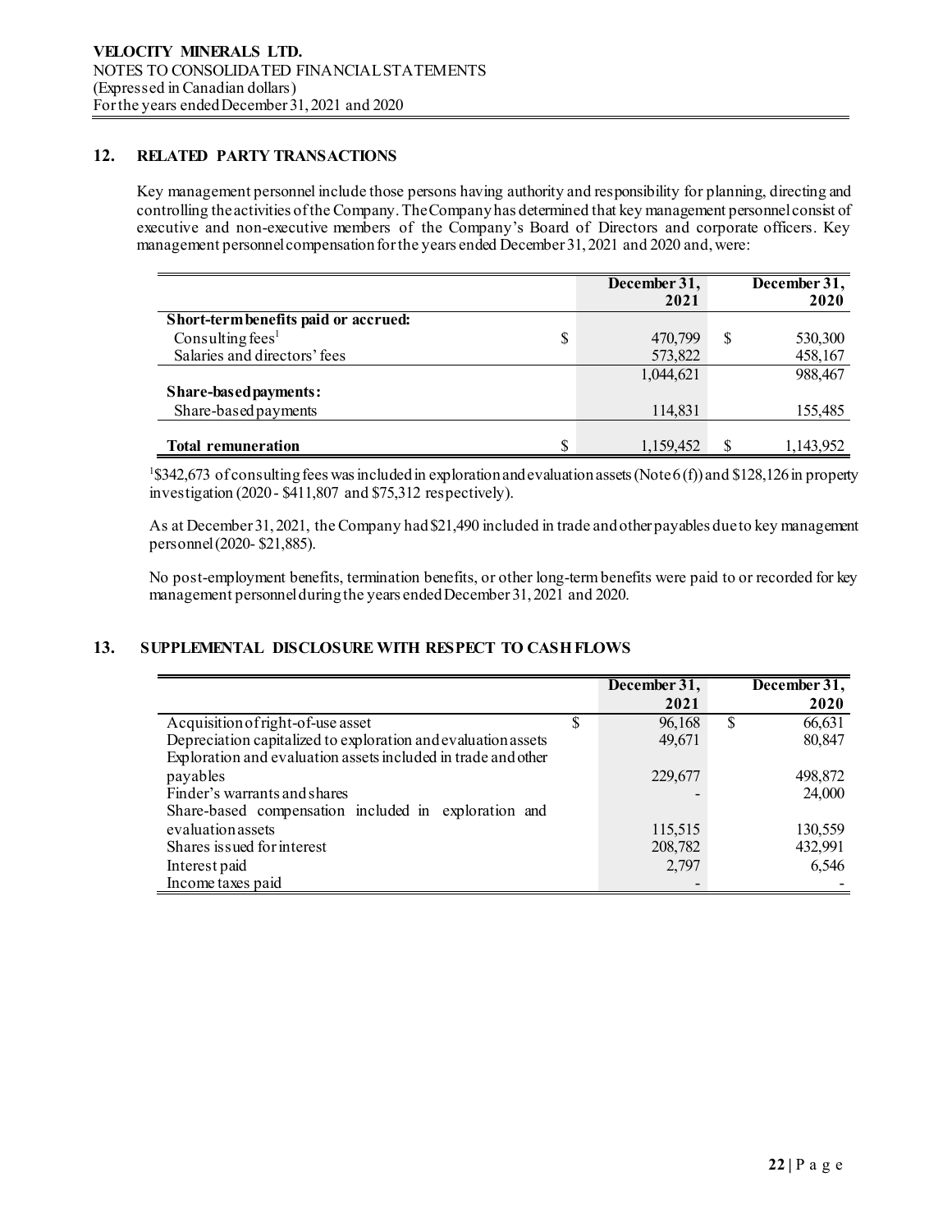## 12. RELATED PARTY TRANSACTIONS

Key management personnel include those persons having authority and responsibility for planning, directing and controlling the activities of the Company. The Company has determined that key management personnel consist of executive and non-executive members of the Company's Board of Directors and corporate officers. Key management personnel compensation for the years ended December 31, 2021 and 2020 and, were:

| | | December 31, 2021 | | December 31, 2020 |
|---|---|---|---|---|
| **Short-term benefits paid or accrued:** | | | | |
| Consulting fees[1] | $ | 470,799 | $ | 530,300 |
| Salaries and directors' fees | | 573,822 | | 458,167 |
| | | 1,044,621 | | 988,467 |
| **Share-based payments:** | | | | |
| Share-based payments | | 114,831 | | 155,485 |
| **Total remuneration** | $ | 1,159,452 | $ | 1,143,952 |

[1]$342,673 of consulting fees was included in exploration and evaluation assets (Note 6 (f)) and $128,126 in property investigation (2020 - $411,807 and $75,312 respectively).

As at December 31, 2021, the Company had $21,490 included in trade and other payables due to key management personnel (2020- $21,885).

No post-employment benefits, termination benefits, or other long-term benefits were paid to or recorded for key management personnel during the years ended December 31, 2021 and 2020.

## 13. SUPPLEMENTAL DISCLOSURE WITH RESPECT TO CASH FLOWS

| | | December 31, 2021 | | December 31, 2020 |
|---|---|---|---|---|
| Acquisition of right-of-use asset | $ | 96,168 | $ | 66,631 |
| Depreciation capitalized to exploration and evaluation assets | | 49,671 | | 80,847 |
| Exploration and evaluation assets included in trade and other payables | | 229,677 | | 498,872 |
| Finder's warrants and shares | | - | | 24,000 |
| Share-based compensation included in exploration and evaluation assets | | 115,515 | | 130,559 |
| Shares issued for interest | | 208,782 | | 432,991 |
| Interest paid | | 2,797 | | 6,546 |
| Income taxes paid | | - | | - |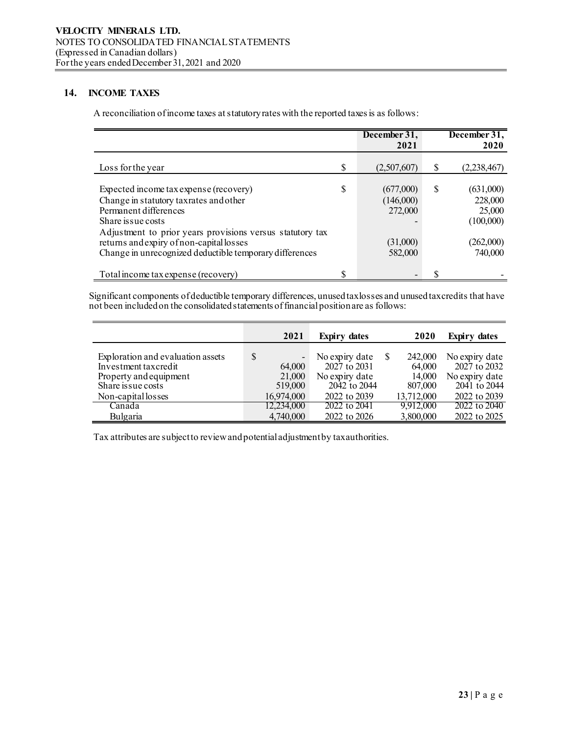## 14. INCOME TAXES

A reconciliation of income taxes at statutory rates with the reported taxes is as follows:

| | | December 31, 2021 | | December 31, 2020 |
|---|---|---|---|---|
| Loss for the year | $ | (2,507,607) | $ | (2,238,467) |
| Expected income tax expense (recovery) | $ | (677,000) | $ | (631,000) |
| Change in statutory tax rates and other | | (146,000) | | 228,000 |
| Permanent differences | | 272,000 | | 25,000 |
| Share issue costs | | - | | (100,000) |
| Adjustment to prior years provisions versus statutory tax returns and expiry of non-capital losses | | (31,000) | | (262,000) |
| Change in unrecognized deductible temporary differences | | 582,000 | | 740,000 |
| Total income tax expense (recovery) | $ | - | $ | - |

Significant components of deductible temporary differences, unused tax losses and unused tax credits that have not been included on the consolidated statements of financial position are as follows:

| | | 2021 | Expiry dates | | 2020 | Expiry dates |
|---|---|---|---|---|---|---|
| Exploration and evaluation assets | $ | - | No expiry date | $ | 242,000 | No expiry date |
| Investment tax credit | | 64,000 | 2027 to 2031 | | 64,000 | 2027 to 2032 |
| Property and equipment | | 21,000 | No expiry date | | 14,000 | No expiry date |
| Share issue costs | | 519,000 | 2042 to 2044 | | 807,000 | 2041 to 2044 |
| Non-capital losses | | 16,974,000 | 2022 to 2039 | | 13,712,000 | 2022 to 2039 |
| Canada | | 12,234,000 | 2022 to 2041 | | 9,912,000 | 2022 to 2040 |
| Bulgaria | | 4,740,000 | 2022 to 2026 | | 3,800,000 | 2022 to 2025 |

Tax attributes are subject to review and potential adjustment by tax authorities.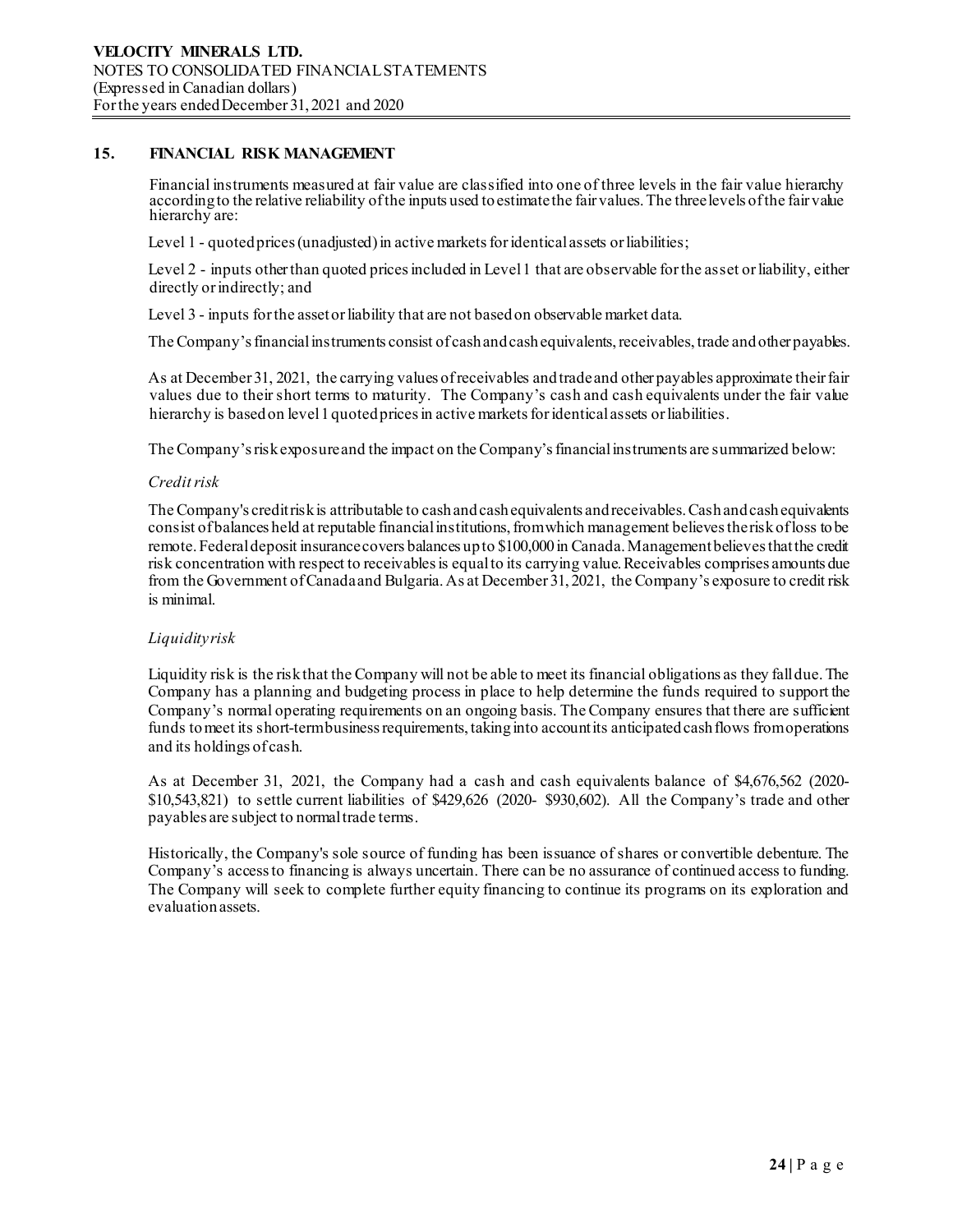## 15. FINANCIAL RISK MANAGEMENT

Financial instruments measured at fair value are classified into one of three levels in the fair value hierarchy according to the relative reliability of the inputs used to estimate the fair values. The three levels of the fair value hierarchy are:

Level 1 - quoted prices (unadjusted) in active markets for identical assets or liabilities;

Level 2 - inputs other than quoted prices included in Level 1 that are observable for the asset or liability, either directly or indirectly; and

Level 3 - inputs for the asset or liability that are not based on observable market data.

The Company's financial instruments consist of cash and cash equivalents, receivables, trade and other payables.

As at December 31, 2021, the carrying values of receivables and trade and other payables approximate their fair values due to their short terms to maturity. The Company's cash and cash equivalents under the fair value hierarchy is based on level 1 quoted prices in active markets for identical assets or liabilities.

The Company's risk exposure and the impact on the Company's financial instruments are summarized below:

*Credit risk*

The Company's credit risk is attributable to cash and cash equivalents and receivables. Cash and cash equivalents consist of balances held at reputable financial institutions, from which management believes the risk of loss to be remote. Federal deposit insurance covers balances up to $100,000 in Canada. Management believes that the credit risk concentration with respect to receivables is equal to its carrying value. Receivables comprises amounts due from the Government of Canada and Bulgaria. As at December 31, 2021, the Company's exposure to credit risk is minimal.

*Liquidity risk*

Liquidity risk is the risk that the Company will not be able to meet its financial obligations as they fall due. The Company has a planning and budgeting process in place to help determine the funds required to support the Company's normal operating requirements on an ongoing basis. The Company ensures that there are sufficient funds to meet its short-term business requirements, taking into account its anticipated cash flows from operations and its holdings of cash.

As at December 31, 2021, the Company had a cash and cash equivalents balance of $4,676,562 (2020- $10,543,821) to settle current liabilities of $429,626 (2020- $930,602). All the Company's trade and other payables are subject to normal trade terms.

Historically, the Company's sole source of funding has been issuance of shares or convertible debenture. The Company's access to financing is always uncertain. There can be no assurance of continued access to funding. The Company will seek to complete further equity financing to continue its programs on its exploration and evaluation assets.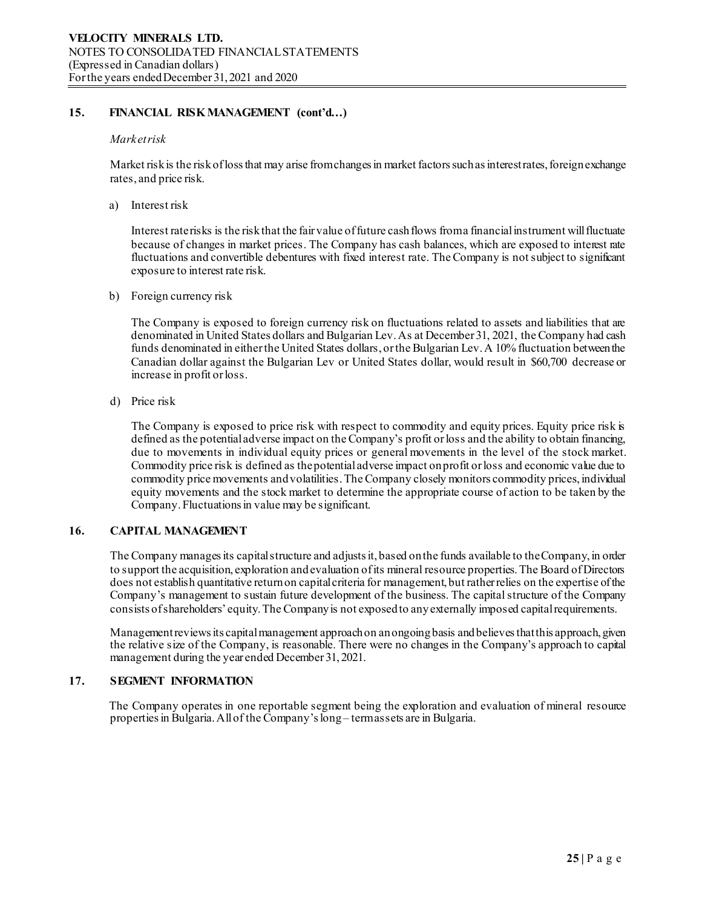## 15. FINANCIAL RISK MANAGEMENT (cont'd…)

*Market risk*

Market risk is the risk of loss that may arise from changes in market factors such as interest rates, foreign exchange rates, and price risk.

a) Interest risk

Interest rate risks is the risk that the fair value of future cash flows from a financial instrument will fluctuate because of changes in market prices. The Company has cash balances, which are exposed to interest rate fluctuations and convertible debentures with fixed interest rate. The Company is not subject to significant exposure to interest rate risk.

b) Foreign currency risk

The Company is exposed to foreign currency risk on fluctuations related to assets and liabilities that are denominated in United States dollars and Bulgarian Lev. As at December 31, 2021, the Company had cash funds denominated in either the United States dollars, or the Bulgarian Lev. A 10% fluctuation between the Canadian dollar against the Bulgarian Lev or United States dollar, would result in $60,700 decrease or increase in profit or loss.

d) Price risk

The Company is exposed to price risk with respect to commodity and equity prices. Equity price risk is defined as the potential adverse impact on the Company's profit or loss and the ability to obtain financing, due to movements in individual equity prices or general movements in the level of the stock market. Commodity price risk is defined as the potential adverse impact on profit or loss and economic value due to commodity price movements and volatilities. The Company closely monitors commodity prices, individual equity movements and the stock market to determine the appropriate course of action to be taken by the Company. Fluctuations in value may be significant.

## 16. CAPITAL MANAGEMENT

The Company manages its capital structure and adjusts it, based on the funds available to the Company, in order to support the acquisition, exploration and evaluation of its mineral resource properties. The Board of Directors does not establish quantitative return on capital criteria for management, but rather relies on the expertise of the Company's management to sustain future development of the business. The capital structure of the Company consists of shareholders' equity. The Company is not exposed to any externally imposed capital requirements.

Management reviews its capital management approach on an ongoing basis and believes that this approach, given the relative size of the Company, is reasonable. There were no changes in the Company's approach to capital management during the year ended December 31, 2021.

## 17. SEGMENT INFORMATION

The Company operates in one reportable segment being the exploration and evaluation of mineral resource properties in Bulgaria. All of the Company's long – term assets are in Bulgaria.